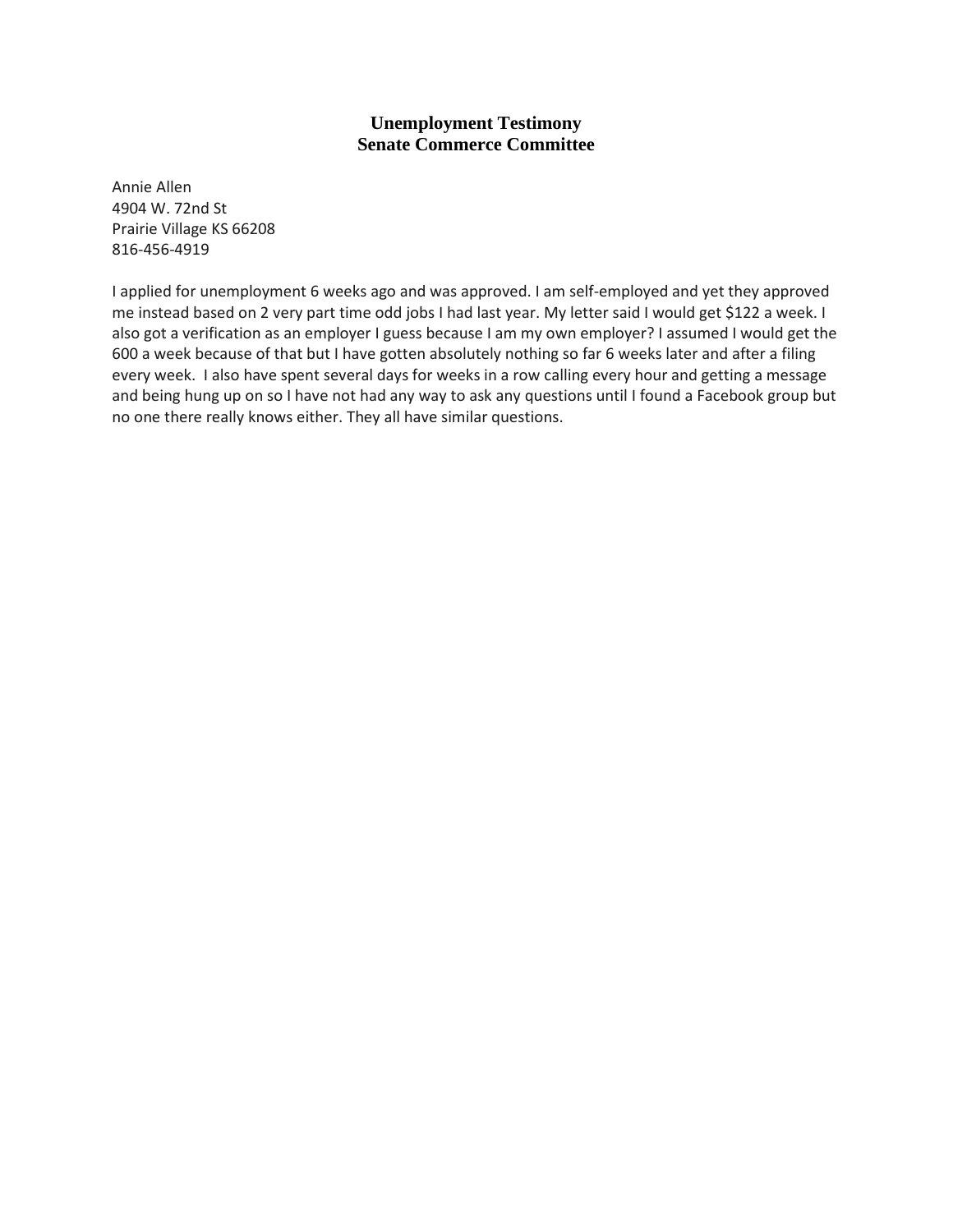# Unemployment Testimony
# Senate Commerce Committee

Annie Allen
4904 W. 72nd St
Prairie Village KS 66208
816-456-4919

I applied for unemployment 6 weeks ago and was approved. I am self-employed and yet they approved me instead based on 2 very part time odd jobs I had last year. My letter said I would get $122 a week. I also got a verification as an employer I guess because I am my own employer? I assumed I would get the 600 a week because of that but I have gotten absolutely nothing so far 6 weeks later and after a filing every week. I also have spent several days for weeks in a row calling every hour and getting a message and being hung up on so I have not had any way to ask any questions until I found a Facebook group but no one there really knows either. They all have similar questions.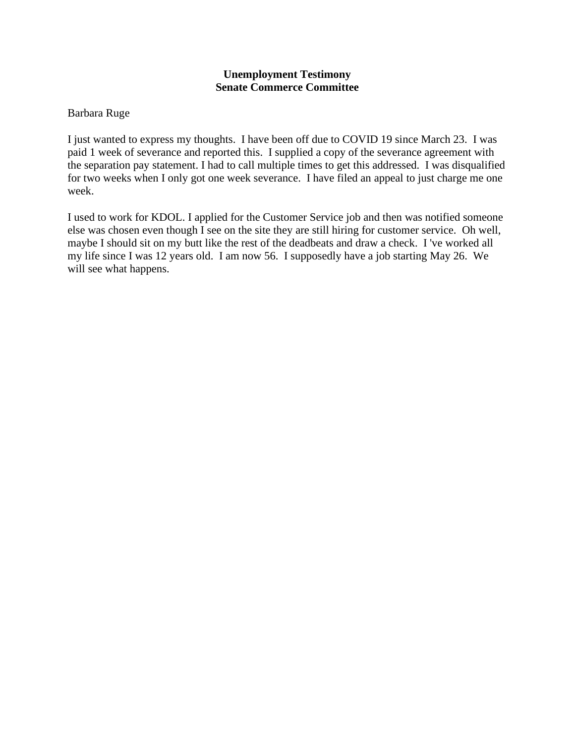**Unemployment Testimony**
**Senate Commerce Committee**

Barbara Ruge

I just wanted to express my thoughts. I have been off due to COVID 19 since March 23. I was paid 1 week of severance and reported this. I supplied a copy of the severance agreement with the separation pay statement. I had to call multiple times to get this addressed. I was disqualified for two weeks when I only got one week severance. I have filed an appeal to just charge me one week.

I used to work for KDOL. I applied for the Customer Service job and then was notified someone else was chosen even though I see on the site they are still hiring for customer service. Oh well, maybe I should sit on my butt like the rest of the deadbeats and draw a check. I 've worked all my life since I was 12 years old. I am now 56. I supposedly have a job starting May 26. We will see what happens.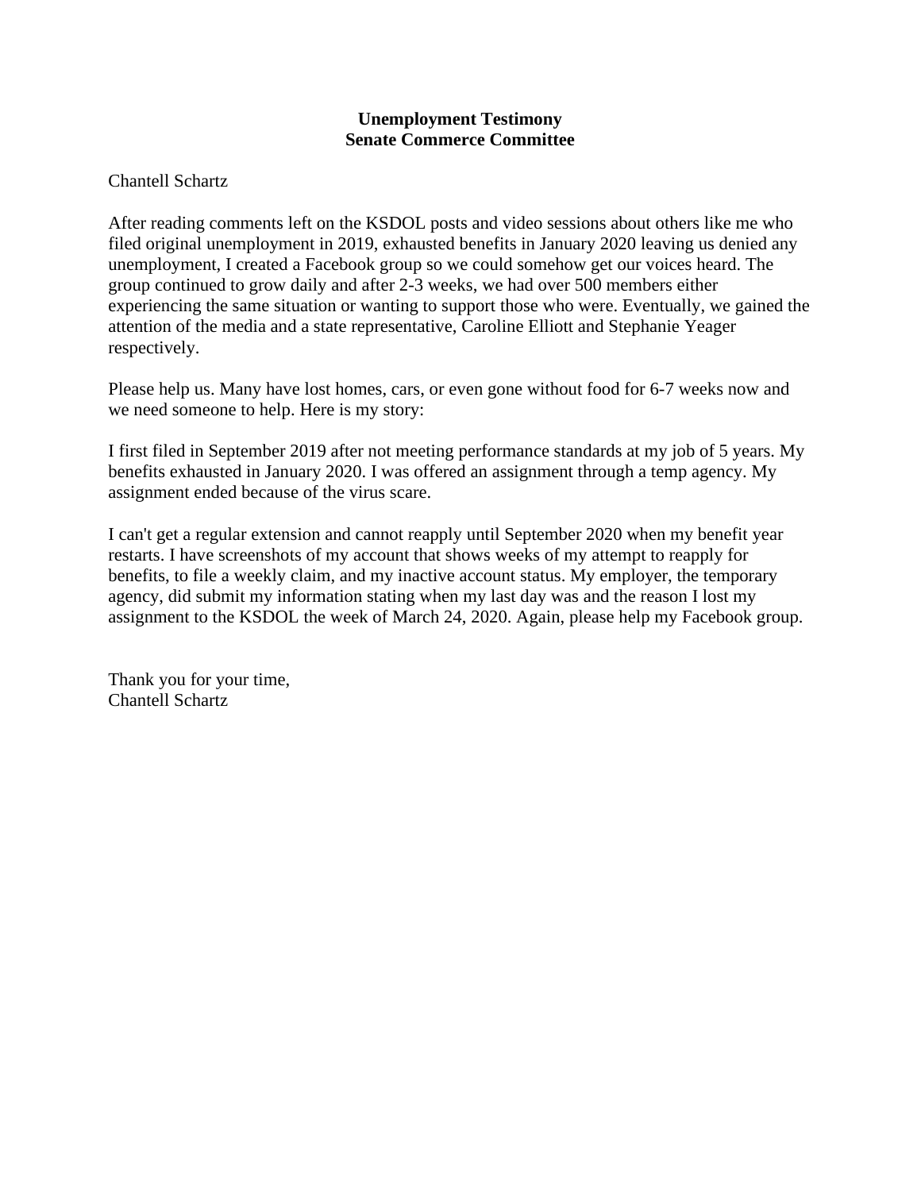**Unemployment Testimony**
**Senate Commerce Committee**

Chantell Schartz

After reading comments left on the KSDOL posts and video sessions about others like me who filed original unemployment in 2019, exhausted benefits in January 2020 leaving us denied any unemployment, I created a Facebook group so we could somehow get our voices heard. The group continued to grow daily and after 2-3 weeks, we had over 500 members either experiencing the same situation or wanting to support those who were. Eventually, we gained the attention of the media and a state representative, Caroline Elliott and Stephanie Yeager respectively.

Please help us. Many have lost homes, cars, or even gone without food for 6-7 weeks now and we need someone to help. Here is my story:

I first filed in September 2019 after not meeting performance standards at my job of 5 years. My benefits exhausted in January 2020. I was offered an assignment through a temp agency. My assignment ended because of the virus scare.

I can't get a regular extension and cannot reapply until September 2020 when my benefit year restarts. I have screenshots of my account that shows weeks of my attempt to reapply for benefits, to file a weekly claim, and my inactive account status. My employer, the temporary agency, did submit my information stating when my last day was and the reason I lost my assignment to the KSDOL the week of March 24, 2020. Again, please help my Facebook group.

Thank you for your time,
Chantell Schartz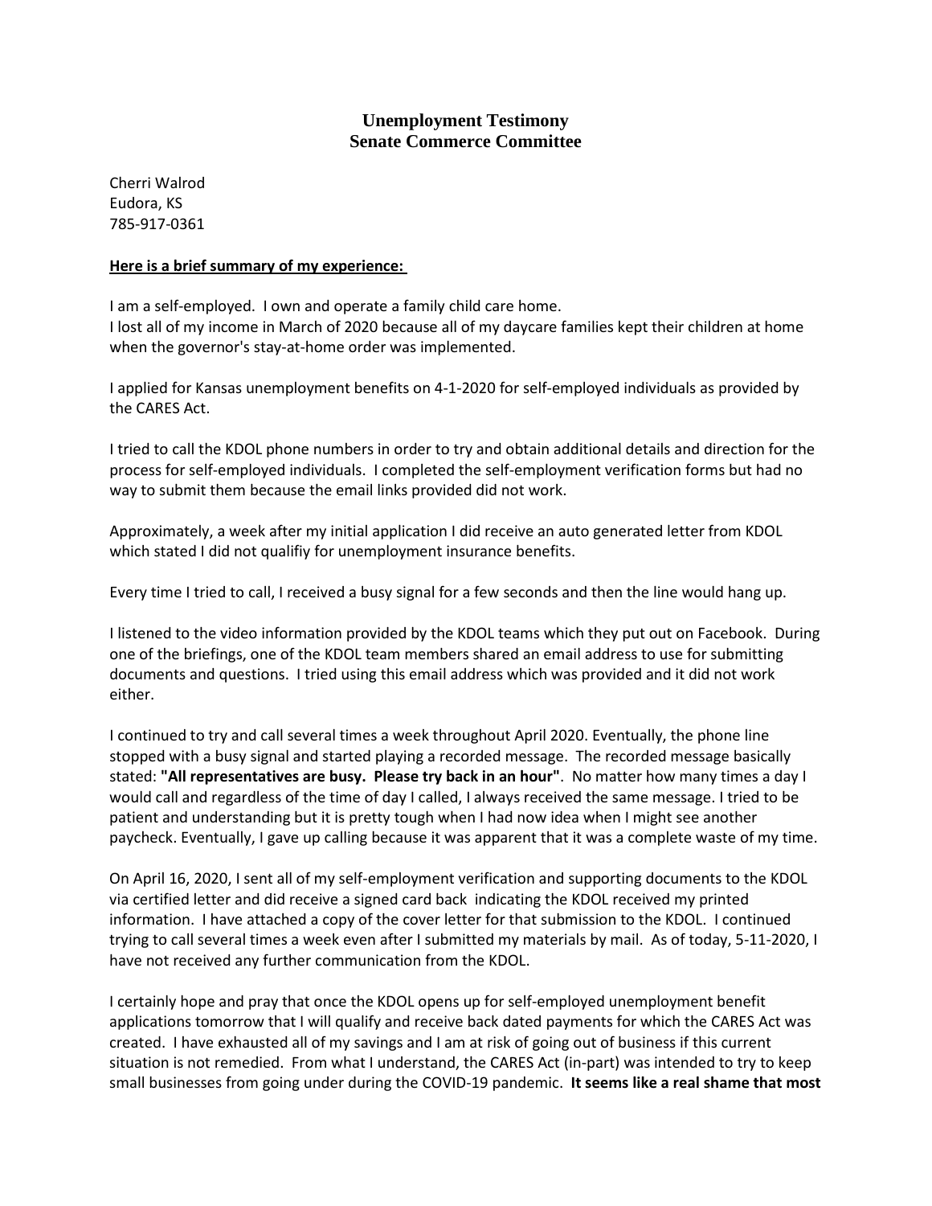## Unemployment Testimony
## Senate Commerce Committee

Cherri Walrod
Eudora, KS
785-917-0361

**Here is a brief summary of my experience:**

I am a self-employed. I own and operate a family child care home.
I lost all of my income in March of 2020 because all of my daycare families kept their children at home when the governor's stay-at-home order was implemented.

I applied for Kansas unemployment benefits on 4-1-2020 for self-employed individuals as provided by the CARES Act.

I tried to call the KDOL phone numbers in order to try and obtain additional details and direction for the process for self-employed individuals. I completed the self-employment verification forms but had no way to submit them because the email links provided did not work.

Approximately, a week after my initial application I did receive an auto generated letter from KDOL which stated I did not qualifiy for unemployment insurance benefits.

Every time I tried to call, I received a busy signal for a few seconds and then the line would hang up.

I listened to the video information provided by the KDOL teams which they put out on Facebook. During one of the briefings, one of the KDOL team members shared an email address to use for submitting documents and questions. I tried using this email address which was provided and it did not work either.

I continued to try and call several times a week throughout April 2020. Eventually, the phone line stopped with a busy signal and started playing a recorded message. The recorded message basically stated: **"All representatives are busy. Please try back in an hour"**. No matter how many times a day I would call and regardless of the time of day I called, I always received the same message. I tried to be patient and understanding but it is pretty tough when I had now idea when I might see another paycheck. Eventually, I gave up calling because it was apparent that it was a complete waste of my time.

On April 16, 2020, I sent all of my self-employment verification and supporting documents to the KDOL via certified letter and did receive a signed card back indicating the KDOL received my printed information. I have attached a copy of the cover letter for that submission to the KDOL. I continued trying to call several times a week even after I submitted my materials by mail. As of today, 5-11-2020, I have not received any further communication from the KDOL.

I certainly hope and pray that once the KDOL opens up for self-employed unemployment benefit applications tomorrow that I will qualify and receive back dated payments for which the CARES Act was created. I have exhausted all of my savings and I am at risk of going out of business if this current situation is not remedied. From what I understand, the CARES Act (in-part) was intended to try to keep small businesses from going under during the COVID-19 pandemic. **It seems like a real shame that most**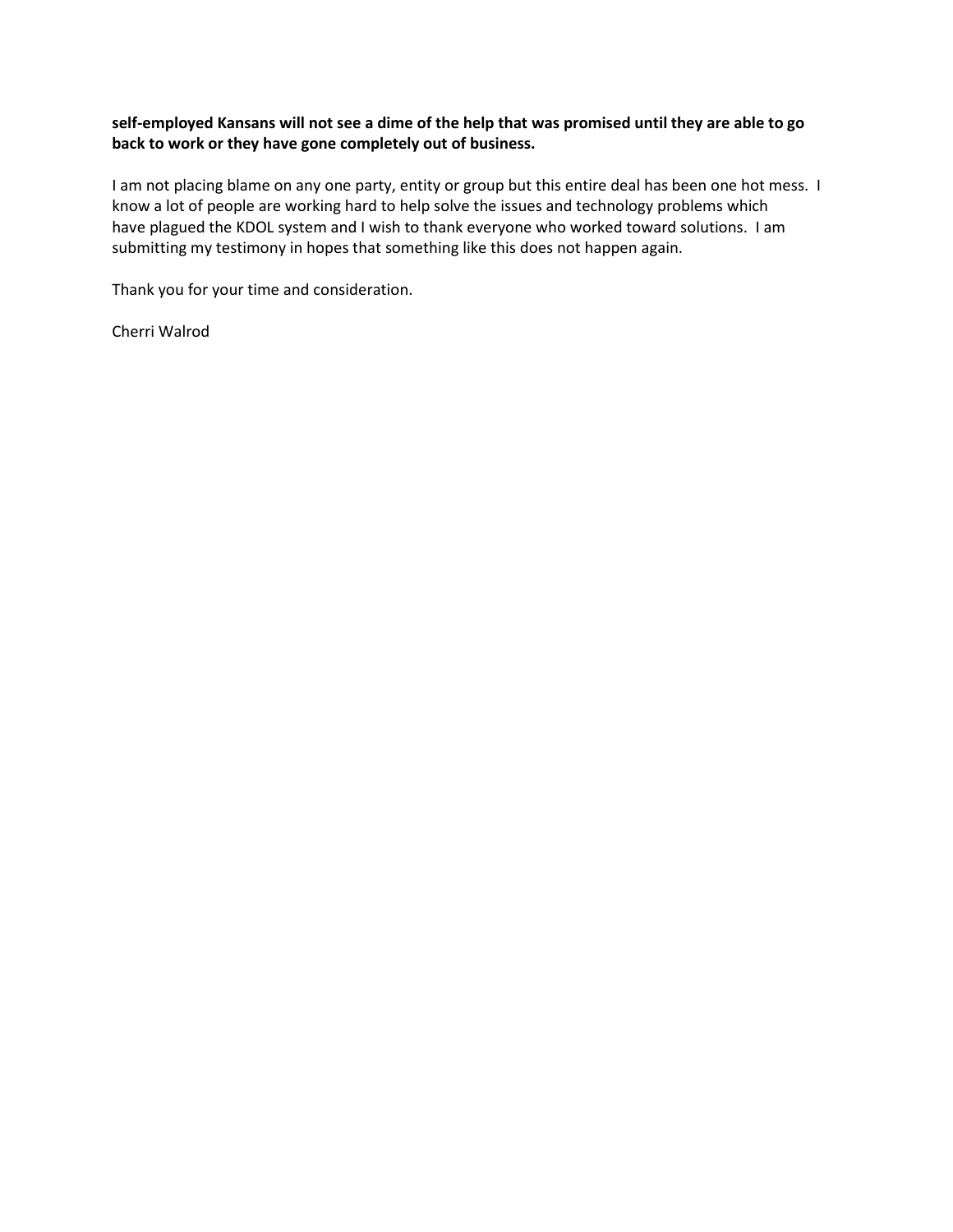**self-employed Kansans will not see a dime of the help that was promised until they are able to go back to work or they have gone completely out of business.**

I am not placing blame on any one party, entity or group but this entire deal has been one hot mess. I know a lot of people are working hard to help solve the issues and technology problems which have plagued the KDOL system and I wish to thank everyone who worked toward solutions. I am submitting my testimony in hopes that something like this does not happen again.

Thank you for your time and consideration.

Cherri Walrod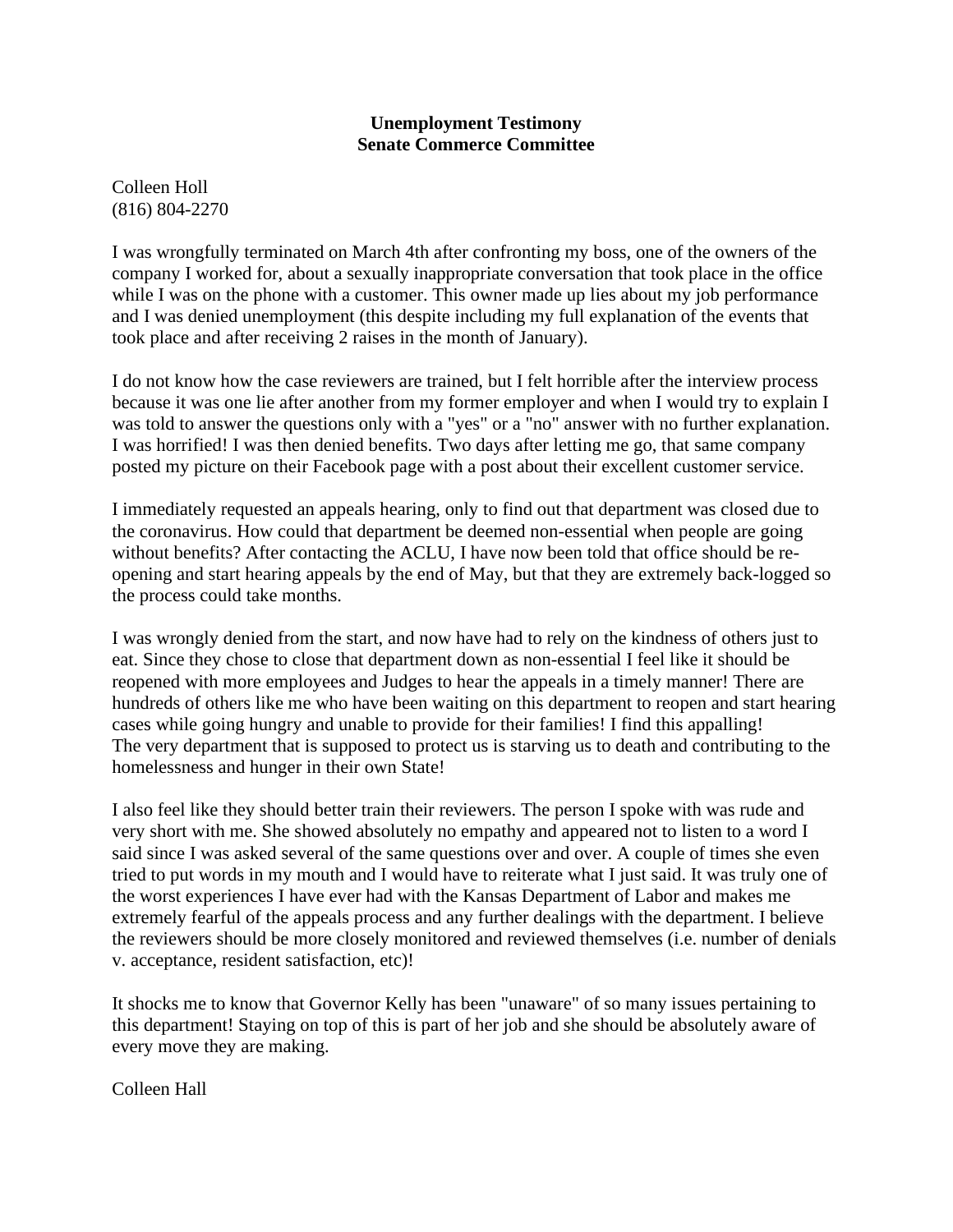**Unemployment Testimony**
**Senate Commerce Committee**

Colleen Holl
(816) 804-2270

I was wrongfully terminated on March 4th after confronting my boss, one of the owners of the company I worked for, about a sexually inappropriate conversation that took place in the office while I was on the phone with a customer. This owner made up lies about my job performance and I was denied unemployment (this despite including my full explanation of the events that took place and after receiving 2 raises in the month of January).

I do not know how the case reviewers are trained, but I felt horrible after the interview process because it was one lie after another from my former employer and when I would try to explain I was told to answer the questions only with a "yes" or a "no" answer with no further explanation. I was horrified! I was then denied benefits. Two days after letting me go, that same company posted my picture on their Facebook page with a post about their excellent customer service.

I immediately requested an appeals hearing, only to find out that department was closed due to the coronavirus. How could that department be deemed non-essential when people are going without benefits? After contacting the ACLU, I have now been told that office should be re-opening and start hearing appeals by the end of May, but that they are extremely back-logged so the process could take months.

I was wrongly denied from the start, and now have had to rely on the kindness of others just to eat. Since they chose to close that department down as non-essential I feel like it should be reopened with more employees and Judges to hear the appeals in a timely manner! There are hundreds of others like me who have been waiting on this department to reopen and start hearing cases while going hungry and unable to provide for their families! I find this appalling! The very department that is supposed to protect us is starving us to death and contributing to the homelessness and hunger in their own State!

I also feel like they should better train their reviewers. The person I spoke with was rude and very short with me. She showed absolutely no empathy and appeared not to listen to a word I said since I was asked several of the same questions over and over. A couple of times she even tried to put words in my mouth and I would have to reiterate what I just said. It was truly one of the worst experiences I have ever had with the Kansas Department of Labor and makes me extremely fearful of the appeals process and any further dealings with the department. I believe the reviewers should be more closely monitored and reviewed themselves (i.e. number of denials v. acceptance, resident satisfaction, etc)!

It shocks me to know that Governor Kelly has been "unaware" of so many issues pertaining to this department! Staying on top of this is part of her job and she should be absolutely aware of every move they are making.

Colleen Hall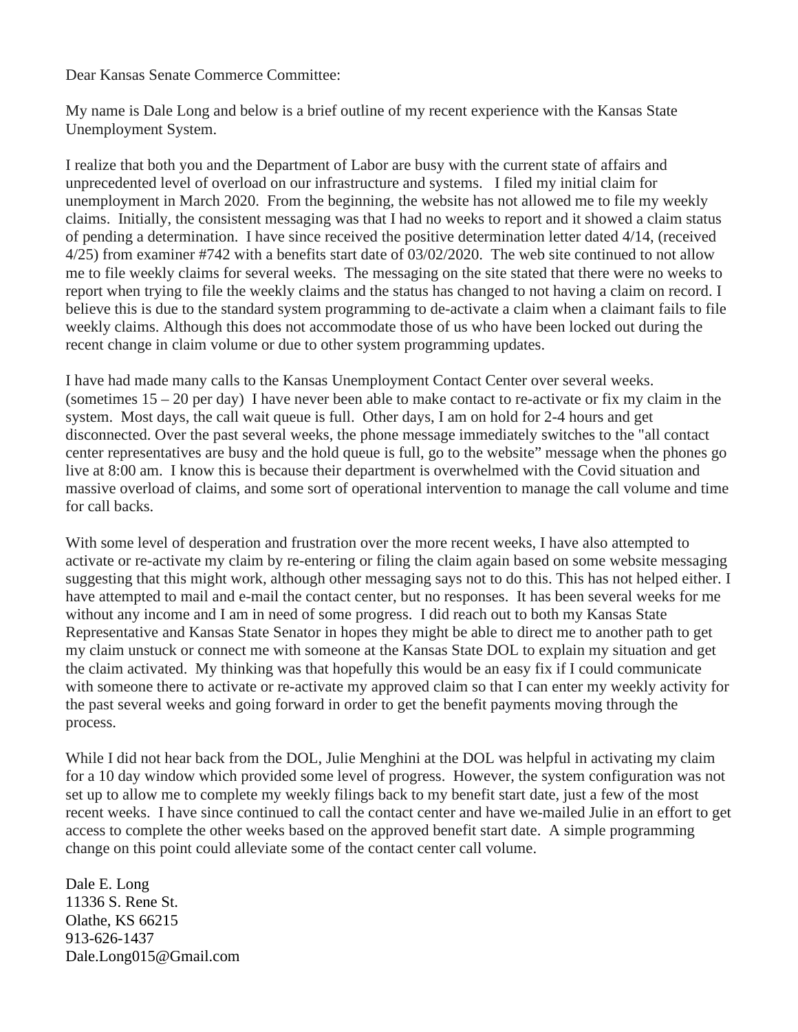Dear Kansas Senate Commerce Committee:

My name is Dale Long and below is a brief outline of my recent experience with the Kansas State Unemployment System.

I realize that both you and the Department of Labor are busy with the current state of affairs and unprecedented level of overload on our infrastructure and systems. I filed my initial claim for unemployment in March 2020. From the beginning, the website has not allowed me to file my weekly claims. Initially, the consistent messaging was that I had no weeks to report and it showed a claim status of pending a determination. I have since received the positive determination letter dated 4/14, (received 4/25) from examiner #742 with a benefits start date of 03/02/2020. The web site continued to not allow me to file weekly claims for several weeks. The messaging on the site stated that there were no weeks to report when trying to file the weekly claims and the status has changed to not having a claim on record. I believe this is due to the standard system programming to de-activate a claim when a claimant fails to file weekly claims. Although this does not accommodate those of us who have been locked out during the recent change in claim volume or due to other system programming updates.

I have had made many calls to the Kansas Unemployment Contact Center over several weeks. (sometimes 15 – 20 per day) I have never been able to make contact to re-activate or fix my claim in the system. Most days, the call wait queue is full. Other days, I am on hold for 2-4 hours and get disconnected. Over the past several weeks, the phone message immediately switches to the "all contact center representatives are busy and the hold queue is full, go to the website" message when the phones go live at 8:00 am. I know this is because their department is overwhelmed with the Covid situation and massive overload of claims, and some sort of operational intervention to manage the call volume and time for call backs.

With some level of desperation and frustration over the more recent weeks, I have also attempted to activate or re-activate my claim by re-entering or filing the claim again based on some website messaging suggesting that this might work, although other messaging says not to do this. This has not helped either. I have attempted to mail and e-mail the contact center, but no responses. It has been several weeks for me without any income and I am in need of some progress. I did reach out to both my Kansas State Representative and Kansas State Senator in hopes they might be able to direct me to another path to get my claim unstuck or connect me with someone at the Kansas State DOL to explain my situation and get the claim activated. My thinking was that hopefully this would be an easy fix if I could communicate with someone there to activate or re-activate my approved claim so that I can enter my weekly activity for the past several weeks and going forward in order to get the benefit payments moving through the process.

While I did not hear back from the DOL, Julie Menghini at the DOL was helpful in activating my claim for a 10 day window which provided some level of progress. However, the system configuration was not set up to allow me to complete my weekly filings back to my benefit start date, just a few of the most recent weeks. I have since continued to call the contact center and have we-mailed Julie in an effort to get access to complete the other weeks based on the approved benefit start date. A simple programming change on this point could alleviate some of the contact center call volume.

Dale E. Long
11336 S. Rene St.
Olathe, KS 66215
913-626-1437
Dale.Long015@Gmail.com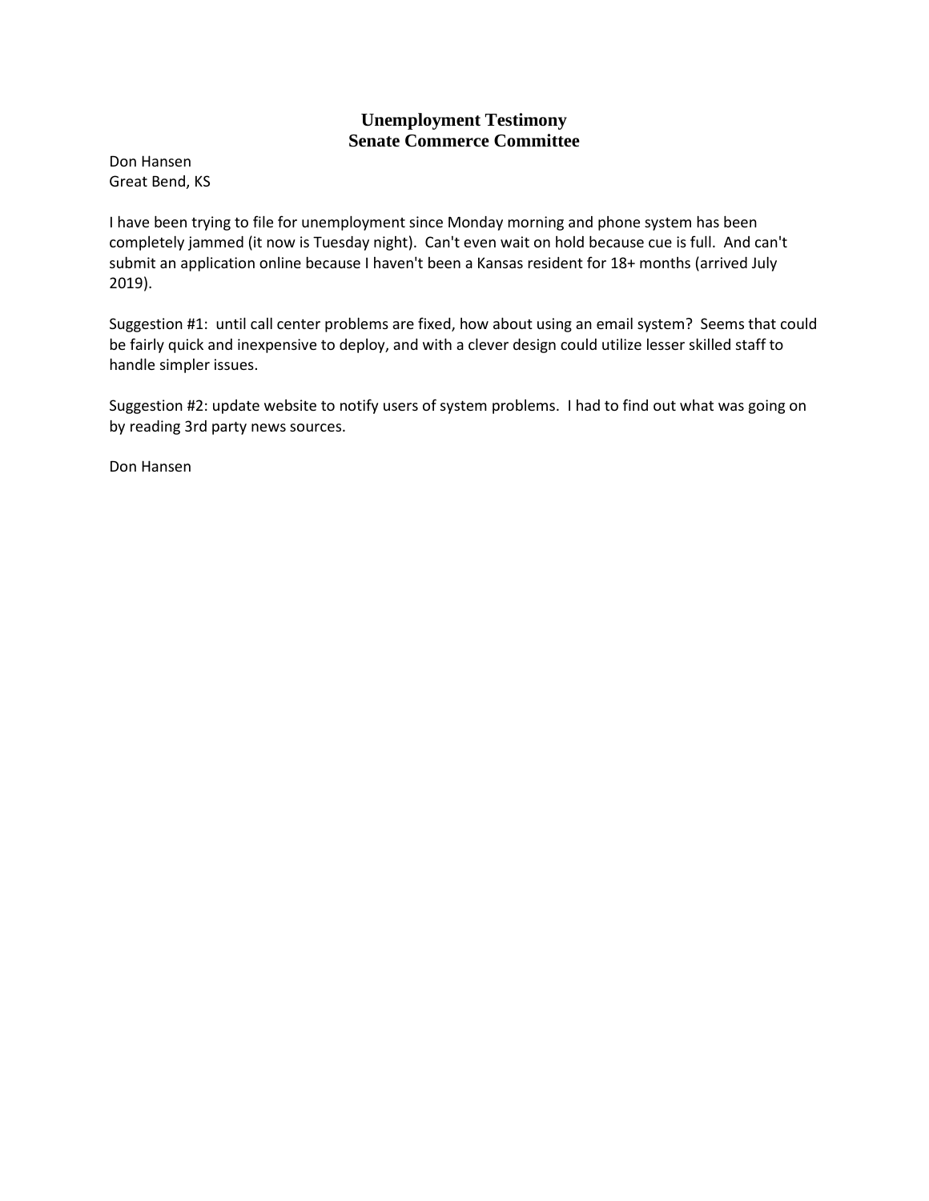## Unemployment Testimony
## Senate Commerce Committee

Don Hansen
Great Bend, KS

I have been trying to file for unemployment since Monday morning and phone system has been completely jammed (it now is Tuesday night). Can't even wait on hold because cue is full. And can't submit an application online because I haven't been a Kansas resident for 18+ months (arrived July 2019).

Suggestion #1: until call center problems are fixed, how about using an email system? Seems that could be fairly quick and inexpensive to deploy, and with a clever design could utilize lesser skilled staff to handle simpler issues.

Suggestion #2: update website to notify users of system problems. I had to find out what was going on by reading 3rd party news sources.

Don Hansen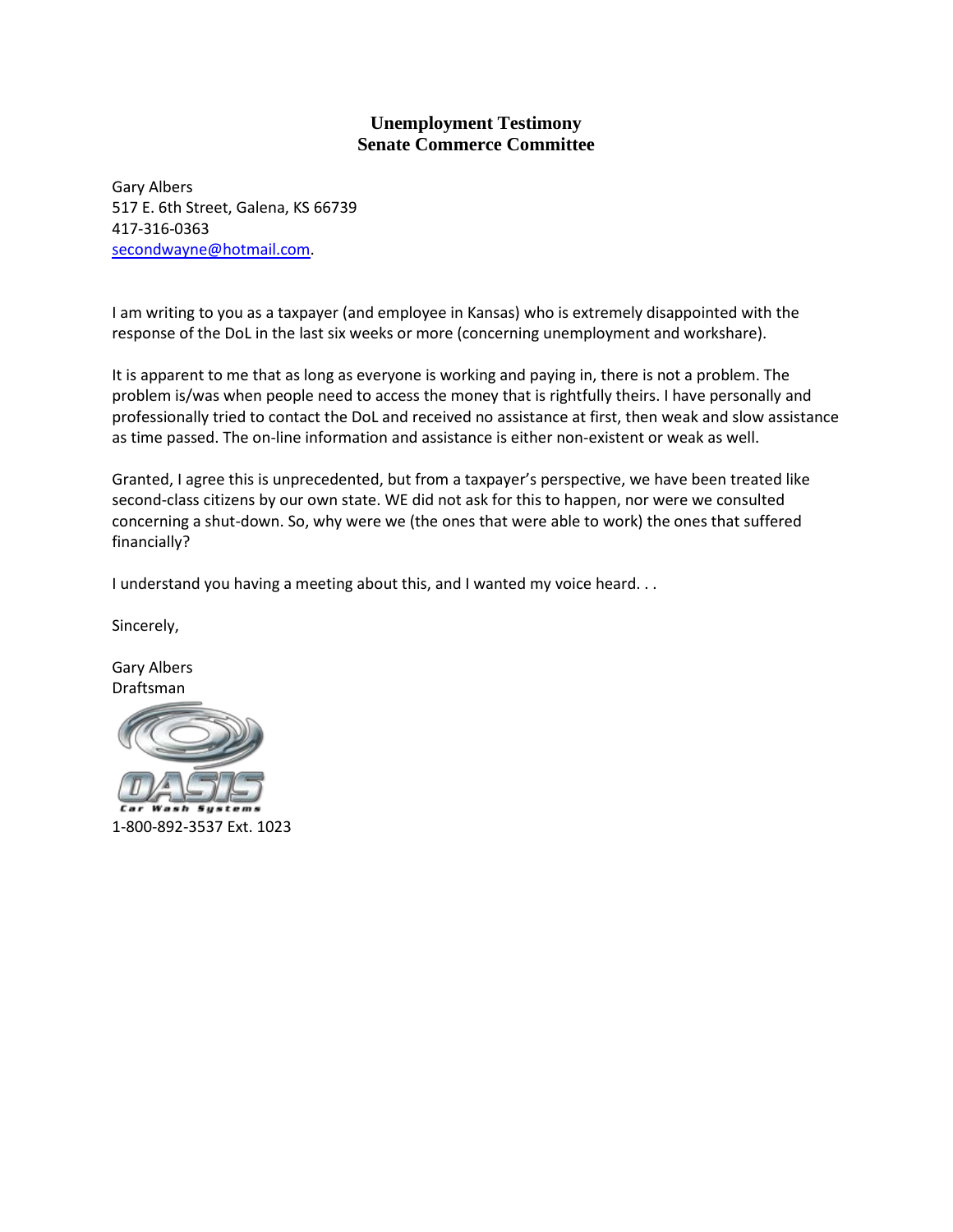**Unemployment Testimony**
**Senate Commerce Committee**

Gary Albers
517 E. 6th Street, Galena, KS 66739
417-316-0363
secondwayne@hotmail.com.

I am writing to you as a taxpayer (and employee in Kansas) who is extremely disappointed with the response of the DoL in the last six weeks or more (concerning unemployment and workshare).

It is apparent to me that as long as everyone is working and paying in, there is not a problem. The problem is/was when people need to access the money that is rightfully theirs. I have personally and professionally tried to contact the DoL and received no assistance at first, then weak and slow assistance as time passed. The on-line information and assistance is either non-existent or weak as well.

Granted, I agree this is unprecedented, but from a taxpayer's perspective, we have been treated like second-class citizens by our own state. WE did not ask for this to happen, nor were we consulted concerning a shut-down. So, why were we (the ones that were able to work) the ones that suffered financially?

I understand you having a meeting about this, and I wanted my voice heard. . .

Sincerely,

Gary Albers
Draftsman

OASIS Car Wash Systems

1-800-892-3537 Ext. 1023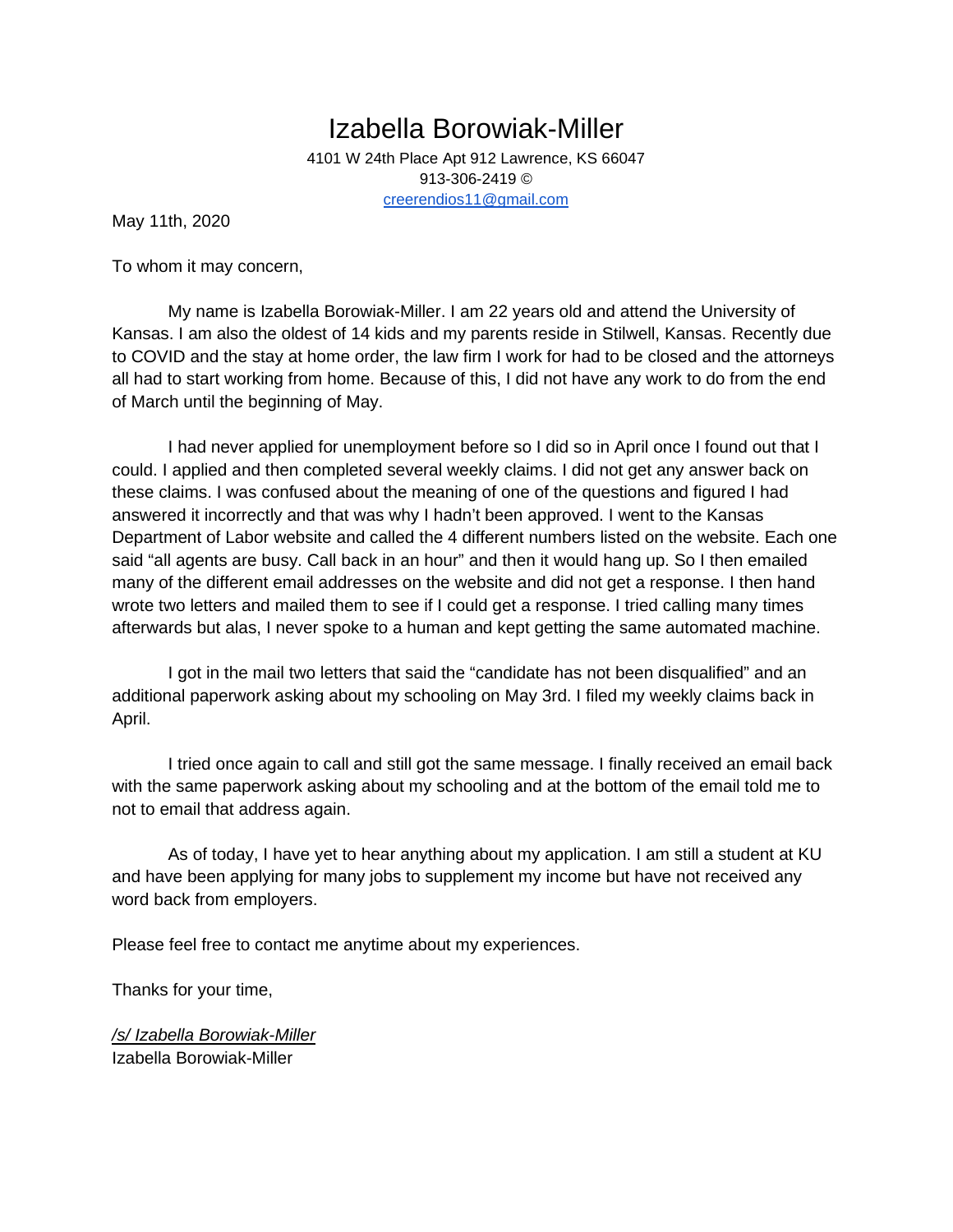# Izabella Borowiak-Miller

4101 W 24th Place Apt 912 Lawrence, KS 66047
913-306-2419 ©
creerendios11@gmail.com

May 11th, 2020

To whom it may concern,

My name is Izabella Borowiak-Miller. I am 22 years old and attend the University of Kansas. I am also the oldest of 14 kids and my parents reside in Stilwell, Kansas. Recently due to COVID and the stay at home order, the law firm I work for had to be closed and the attorneys all had to start working from home. Because of this, I did not have any work to do from the end of March until the beginning of May.

I had never applied for unemployment before so I did so in April once I found out that I could. I applied and then completed several weekly claims. I did not get any answer back on these claims. I was confused about the meaning of one of the questions and figured I had answered it incorrectly and that was why I hadn't been approved. I went to the Kansas Department of Labor website and called the 4 different numbers listed on the website. Each one said "all agents are busy. Call back in an hour" and then it would hang up. So I then emailed many of the different email addresses on the website and did not get a response. I then hand wrote two letters and mailed them to see if I could get a response. I tried calling many times afterwards but alas, I never spoke to a human and kept getting the same automated machine.

I got in the mail two letters that said the "candidate has not been disqualified" and an additional paperwork asking about my schooling on May 3rd. I filed my weekly claims back in April.

I tried once again to call and still got the same message. I finally received an email back with the same paperwork asking about my schooling and at the bottom of the email told me to not to email that address again.

As of today, I have yet to hear anything about my application. I am still a student at KU and have been applying for many jobs to supplement my income but have not received any word back from employers.

Please feel free to contact me anytime about my experiences.

Thanks for your time,

*/s/ Izabella Borowiak-Miller*
Izabella Borowiak-Miller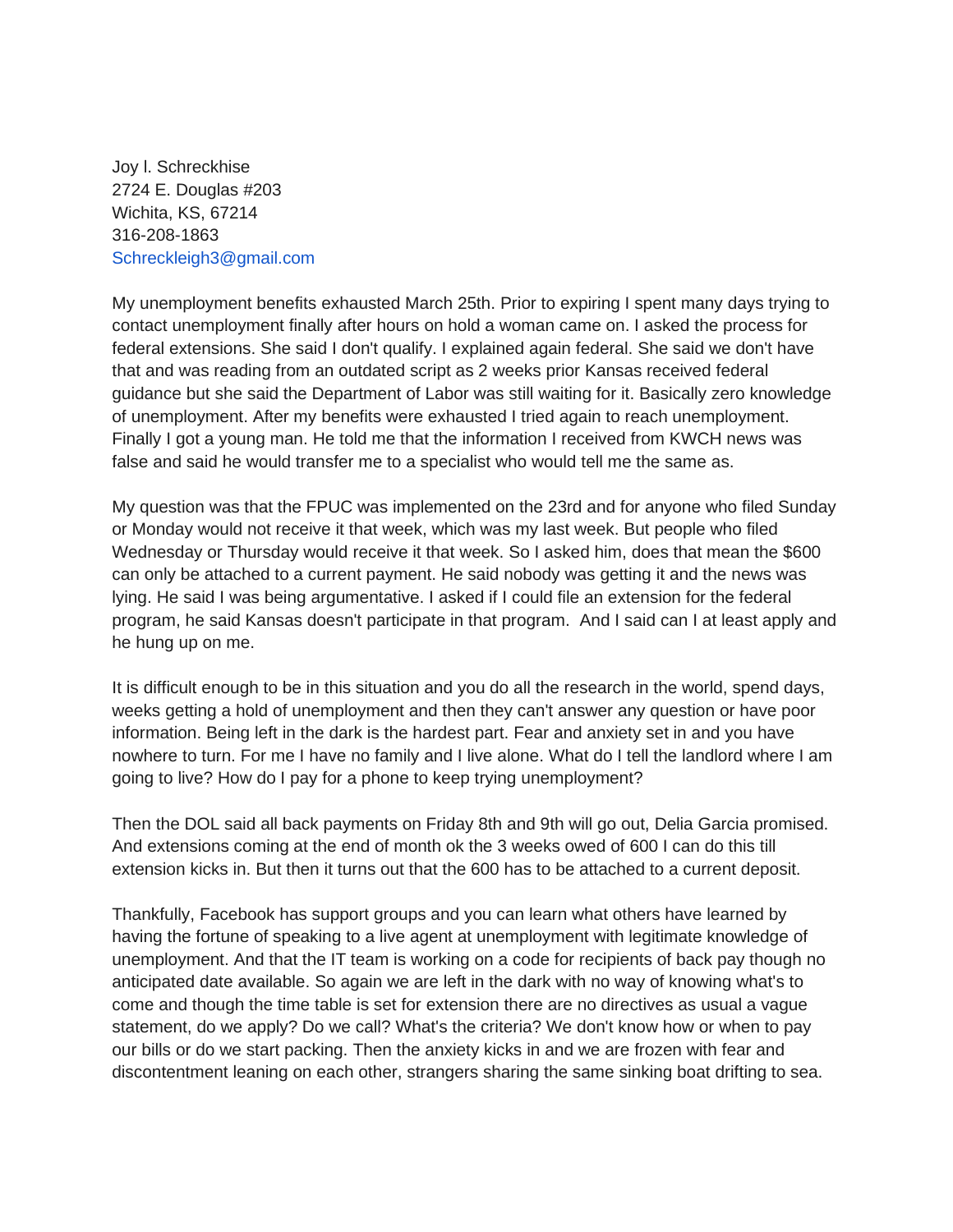Joy l. Schreckhise
2724 E. Douglas #203
Wichita, KS, 67214
316-208-1863
Schreckleigh3@gmail.com

My unemployment benefits exhausted March 25th. Prior to expiring I spent many days trying to contact unemployment finally after hours on hold a woman came on. I asked the process for federal extensions. She said I don't qualify. I explained again federal. She said we don't have that and was reading from an outdated script as 2 weeks prior Kansas received federal guidance but she said the Department of Labor was still waiting for it. Basically zero knowledge of unemployment. After my benefits were exhausted I tried again to reach unemployment. Finally I got a young man. He told me that the information I received from KWCH news was false and said he would transfer me to a specialist who would tell me the same as.

My question was that the FPUC was implemented on the 23rd and for anyone who filed Sunday or Monday would not receive it that week, which was my last week. But people who filed Wednesday or Thursday would receive it that week. So I asked him, does that mean the $600 can only be attached to a current payment. He said nobody was getting it and the news was lying. He said I was being argumentative. I asked if I could file an extension for the federal program, he said Kansas doesn't participate in that program. And I said can I at least apply and he hung up on me.

It is difficult enough to be in this situation and you do all the research in the world, spend days, weeks getting a hold of unemployment and then they can't answer any question or have poor information. Being left in the dark is the hardest part. Fear and anxiety set in and you have nowhere to turn. For me I have no family and I live alone. What do I tell the landlord where I am going to live? How do I pay for a phone to keep trying unemployment?

Then the DOL said all back payments on Friday 8th and 9th will go out, Delia Garcia promised. And extensions coming at the end of month ok the 3 weeks owed of 600 I can do this till extension kicks in. But then it turns out that the 600 has to be attached to a current deposit.

Thankfully, Facebook has support groups and you can learn what others have learned by having the fortune of speaking to a live agent at unemployment with legitimate knowledge of unemployment. And that the IT team is working on a code for recipients of back pay though no anticipated date available. So again we are left in the dark with no way of knowing what's to come and though the time table is set for extension there are no directives as usual a vague statement, do we apply? Do we call? What's the criteria? We don't know how or when to pay our bills or do we start packing. Then the anxiety kicks in and we are frozen with fear and discontentment leaning on each other, strangers sharing the same sinking boat drifting to sea.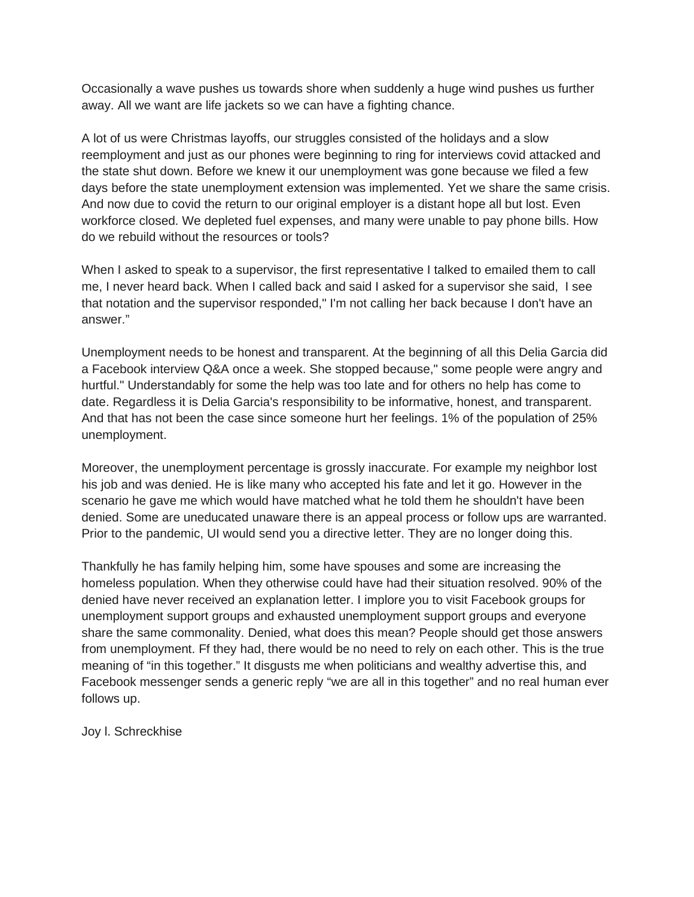Occasionally a wave pushes us towards shore when suddenly a huge wind pushes us further away. All we want are life jackets so we can have a fighting chance.

A lot of us were Christmas layoffs, our struggles consisted of the holidays and a slow reemployment and just as our phones were beginning to ring for interviews covid attacked and the state shut down. Before we knew it our unemployment was gone because we filed a few days before the state unemployment extension was implemented. Yet we share the same crisis. And now due to covid the return to our original employer is a distant hope all but lost. Even workforce closed. We depleted fuel expenses, and many were unable to pay phone bills. How do we rebuild without the resources or tools?

When I asked to speak to a supervisor, the first representative I talked to emailed them to call me, I never heard back. When I called back and said I asked for a supervisor she said, I see that notation and the supervisor responded," I'm not calling her back because I don't have an answer."

Unemployment needs to be honest and transparent. At the beginning of all this Delia Garcia did a Facebook interview Q&A once a week. She stopped because," some people were angry and hurtful." Understandably for some the help was too late and for others no help has come to date. Regardless it is Delia Garcia's responsibility to be informative, honest, and transparent. And that has not been the case since someone hurt her feelings. 1% of the population of 25% unemployment.

Moreover, the unemployment percentage is grossly inaccurate. For example my neighbor lost his job and was denied. He is like many who accepted his fate and let it go. However in the scenario he gave me which would have matched what he told them he shouldn't have been denied. Some are uneducated unaware there is an appeal process or follow ups are warranted. Prior to the pandemic, UI would send you a directive letter. They are no longer doing this.

Thankfully he has family helping him, some have spouses and some are increasing the homeless population. When they otherwise could have had their situation resolved. 90% of the denied have never received an explanation letter. I implore you to visit Facebook groups for unemployment support groups and exhausted unemployment support groups and everyone share the same commonality. Denied, what does this mean? People should get those answers from unemployment. Ff they had, there would be no need to rely on each other. This is the true meaning of "in this together." It disgusts me when politicians and wealthy advertise this, and Facebook messenger sends a generic reply "we are all in this together" and no real human ever follows up.

Joy l. Schreckhise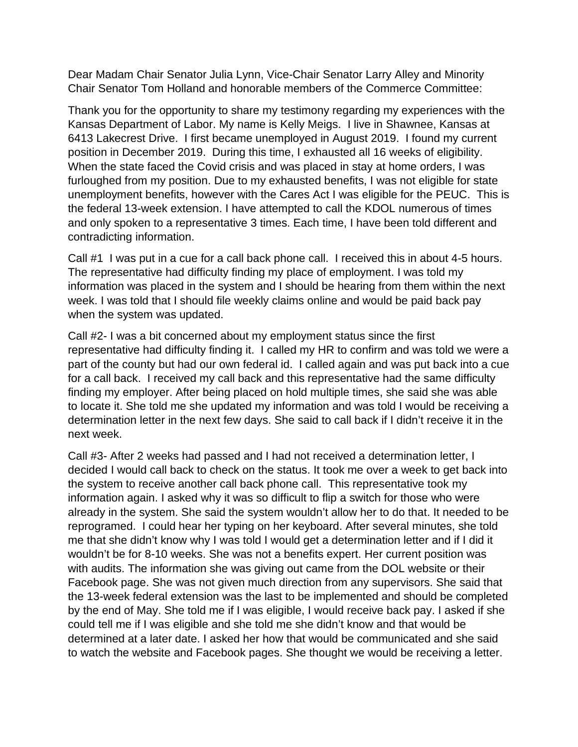Dear Madam Chair Senator Julia Lynn, Vice-Chair Senator Larry Alley and Minority Chair Senator Tom Holland and honorable members of the Commerce Committee:

Thank you for the opportunity to share my testimony regarding my experiences with the Kansas Department of Labor. My name is Kelly Meigs. I live in Shawnee, Kansas at 6413 Lakecrest Drive. I first became unemployed in August 2019. I found my current position in December 2019. During this time, I exhausted all 16 weeks of eligibility. When the state faced the Covid crisis and was placed in stay at home orders, I was furloughed from my position. Due to my exhausted benefits, I was not eligible for state unemployment benefits, however with the Cares Act I was eligible for the PEUC. This is the federal 13-week extension. I have attempted to call the KDOL numerous of times and only spoken to a representative 3 times. Each time, I have been told different and contradicting information.

Call #1 I was put in a cue for a call back phone call. I received this in about 4-5 hours. The representative had difficulty finding my place of employment. I was told my information was placed in the system and I should be hearing from them within the next week. I was told that I should file weekly claims online and would be paid back pay when the system was updated.

Call #2- I was a bit concerned about my employment status since the first representative had difficulty finding it. I called my HR to confirm and was told we were a part of the county but had our own federal id. I called again and was put back into a cue for a call back. I received my call back and this representative had the same difficulty finding my employer. After being placed on hold multiple times, she said she was able to locate it. She told me she updated my information and was told I would be receiving a determination letter in the next few days. She said to call back if I didn't receive it in the next week.

Call #3- After 2 weeks had passed and I had not received a determination letter, I decided I would call back to check on the status. It took me over a week to get back into the system to receive another call back phone call. This representative took my information again. I asked why it was so difficult to flip a switch for those who were already in the system. She said the system wouldn't allow her to do that. It needed to be reprogramed. I could hear her typing on her keyboard. After several minutes, she told me that she didn't know why I was told I would get a determination letter and if I did it wouldn't be for 8-10 weeks. She was not a benefits expert. Her current position was with audits. The information she was giving out came from the DOL website or their Facebook page. She was not given much direction from any supervisors. She said that the 13-week federal extension was the last to be implemented and should be completed by the end of May. She told me if I was eligible, I would receive back pay. I asked if she could tell me if I was eligible and she told me she didn't know and that would be determined at a later date. I asked her how that would be communicated and she said to watch the website and Facebook pages. She thought we would be receiving a letter.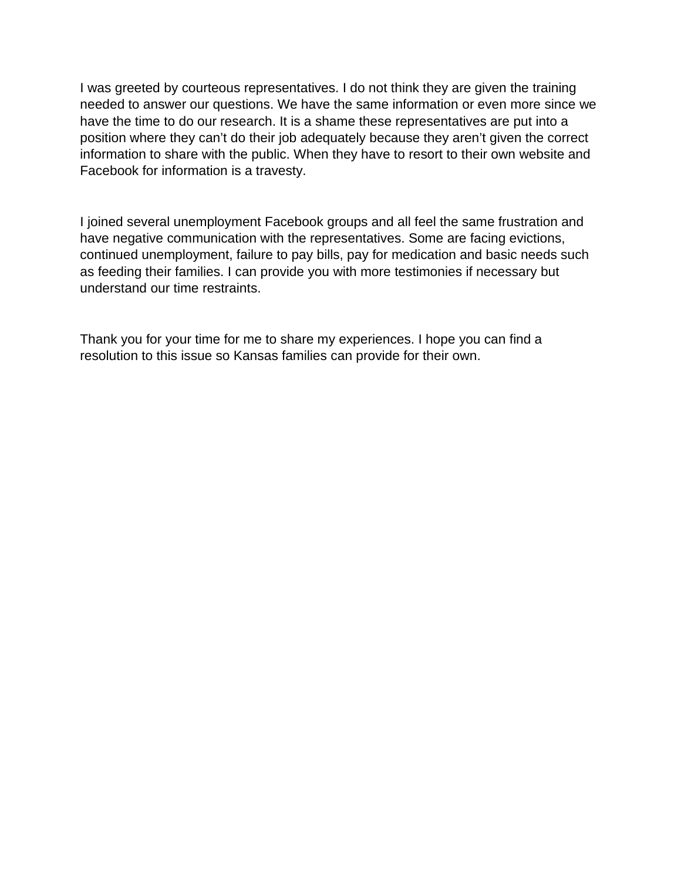I was greeted by courteous representatives. I do not think they are given the training needed to answer our questions. We have the same information or even more since we have the time to do our research. It is a shame these representatives are put into a position where they can't do their job adequately because they aren't given the correct information to share with the public. When they have to resort to their own website and Facebook for information is a travesty.

I joined several unemployment Facebook groups and all feel the same frustration and have negative communication with the representatives. Some are facing evictions, continued unemployment, failure to pay bills, pay for medication and basic needs such as feeding their families. I can provide you with more testimonies if necessary but understand our time restraints.

Thank you for your time for me to share my experiences. I hope you can find a resolution to this issue so Kansas families can provide for their own.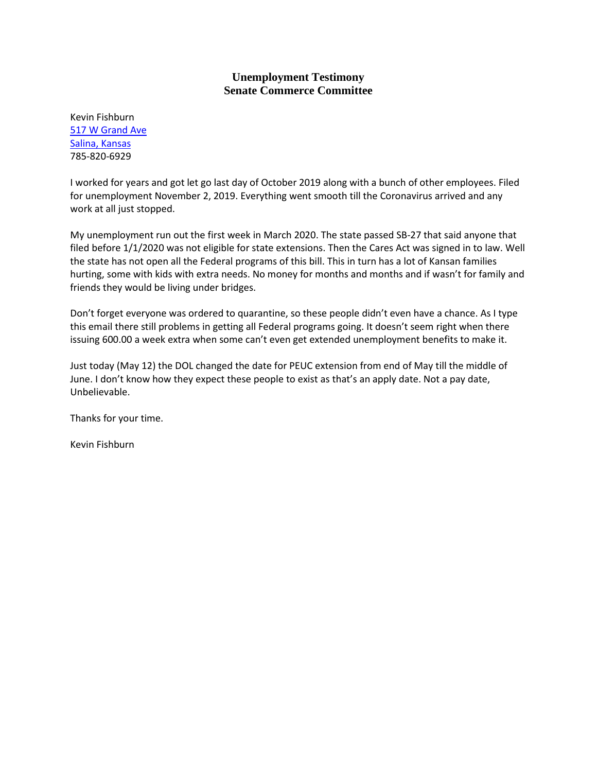# Unemployment Testimony
# Senate Commerce Committee

Kevin Fishburn
517 W Grand Ave
Salina, Kansas
785-820-6929

I worked for years and got let go last day of October 2019 along with a bunch of other employees. Filed for unemployment November 2, 2019. Everything went smooth till the Coronavirus arrived and any work at all just stopped.

My unemployment run out the first week in March 2020. The state passed SB-27 that said anyone that filed before 1/1/2020 was not eligible for state extensions. Then the Cares Act was signed in to law. Well the state has not open all the Federal programs of this bill. This in turn has a lot of Kansan families hurting, some with kids with extra needs. No money for months and months and if wasn't for family and friends they would be living under bridges.

Don't forget everyone was ordered to quarantine, so these people didn't even have a chance. As I type this email there still problems in getting all Federal programs going. It doesn't seem right when there issuing 600.00 a week extra when some can't even get extended unemployment benefits to make it.

Just today (May 12) the DOL changed the date for PEUC extension from end of May till the middle of June. I don't know how they expect these people to exist as that's an apply date. Not a pay date, Unbelievable.

Thanks for your time.

Kevin Fishburn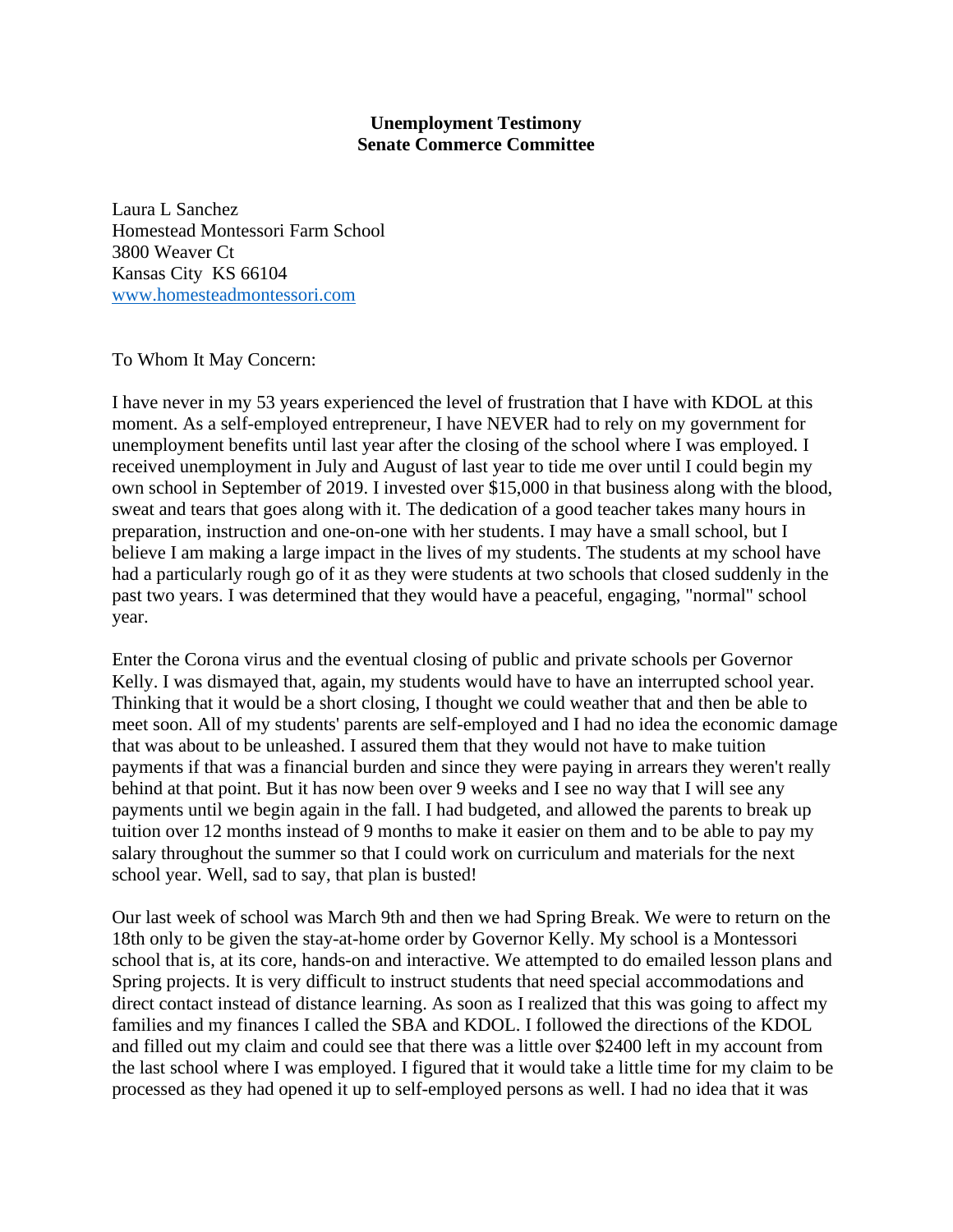**Unemployment Testimony**
**Senate Commerce Committee**

Laura L Sanchez
Homestead Montessori Farm School
3800 Weaver Ct
Kansas City KS 66104
www.homesteadmontessori.com

To Whom It May Concern:

I have never in my 53 years experienced the level of frustration that I have with KDOL at this moment. As a self-employed entrepreneur, I have NEVER had to rely on my government for unemployment benefits until last year after the closing of the school where I was employed. I received unemployment in July and August of last year to tide me over until I could begin my own school in September of 2019. I invested over $15,000 in that business along with the blood, sweat and tears that goes along with it. The dedication of a good teacher takes many hours in preparation, instruction and one-on-one with her students. I may have a small school, but I believe I am making a large impact in the lives of my students. The students at my school have had a particularly rough go of it as they were students at two schools that closed suddenly in the past two years. I was determined that they would have a peaceful, engaging, "normal" school year.

Enter the Corona virus and the eventual closing of public and private schools per Governor Kelly. I was dismayed that, again, my students would have to have an interrupted school year. Thinking that it would be a short closing, I thought we could weather that and then be able to meet soon. All of my students' parents are self-employed and I had no idea the economic damage that was about to be unleashed. I assured them that they would not have to make tuition payments if that was a financial burden and since they were paying in arrears they weren't really behind at that point. But it has now been over 9 weeks and I see no way that I will see any payments until we begin again in the fall. I had budgeted, and allowed the parents to break up tuition over 12 months instead of 9 months to make it easier on them and to be able to pay my salary throughout the summer so that I could work on curriculum and materials for the next school year. Well, sad to say, that plan is busted!

Our last week of school was March 9th and then we had Spring Break. We were to return on the 18th only to be given the stay-at-home order by Governor Kelly. My school is a Montessori school that is, at its core, hands-on and interactive. We attempted to do emailed lesson plans and Spring projects. It is very difficult to instruct students that need special accommodations and direct contact instead of distance learning. As soon as I realized that this was going to affect my families and my finances I called the SBA and KDOL. I followed the directions of the KDOL and filled out my claim and could see that there was a little over $2400 left in my account from the last school where I was employed. I figured that it would take a little time for my claim to be processed as they had opened it up to self-employed persons as well. I had no idea that it was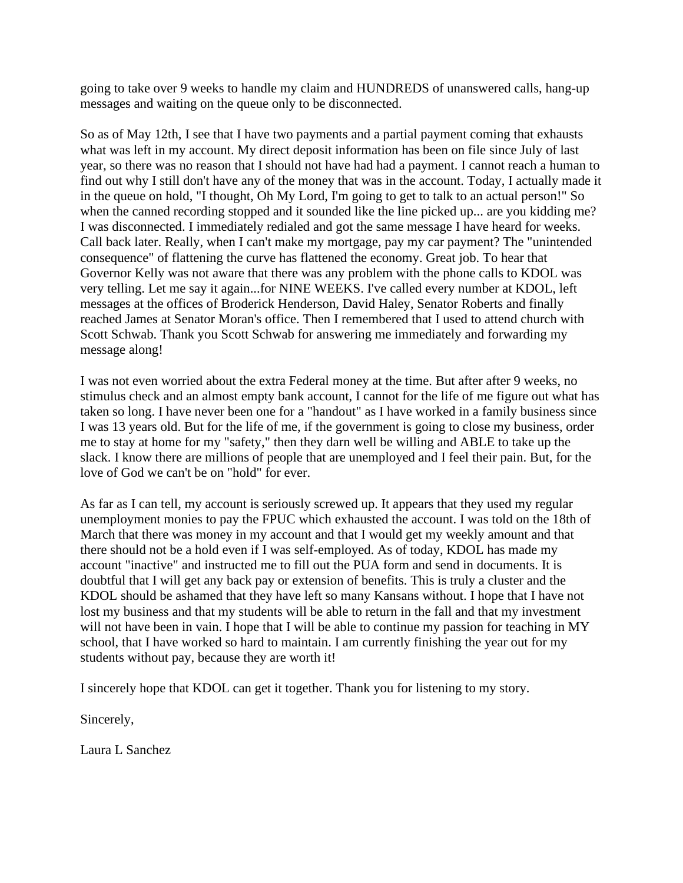going to take over 9 weeks to handle my claim and HUNDREDS of unanswered calls, hang-up messages and waiting on the queue only to be disconnected.

So as of May 12th, I see that I have two payments and a partial payment coming that exhausts what was left in my account. My direct deposit information has been on file since July of last year, so there was no reason that I should not have had had a payment. I cannot reach a human to find out why I still don't have any of the money that was in the account. Today, I actually made it in the queue on hold, "I thought, Oh My Lord, I'm going to get to talk to an actual person!" So when the canned recording stopped and it sounded like the line picked up... are you kidding me? I was disconnected. I immediately redialed and got the same message I have heard for weeks. Call back later. Really, when I can't make my mortgage, pay my car payment? The "unintended consequence" of flattening the curve has flattened the economy. Great job. To hear that Governor Kelly was not aware that there was any problem with the phone calls to KDOL was very telling. Let me say it again...for NINE WEEKS. I've called every number at KDOL, left messages at the offices of Broderick Henderson, David Haley, Senator Roberts and finally reached James at Senator Moran's office. Then I remembered that I used to attend church with Scott Schwab. Thank you Scott Schwab for answering me immediately and forwarding my message along!

I was not even worried about the extra Federal money at the time. But after after 9 weeks, no stimulus check and an almost empty bank account, I cannot for the life of me figure out what has taken so long. I have never been one for a "handout" as I have worked in a family business since I was 13 years old. But for the life of me, if the government is going to close my business, order me to stay at home for my "safety," then they darn well be willing and ABLE to take up the slack. I know there are millions of people that are unemployed and I feel their pain. But, for the love of God we can't be on "hold" for ever.

As far as I can tell, my account is seriously screwed up. It appears that they used my regular unemployment monies to pay the FPUC which exhausted the account. I was told on the 18th of March that there was money in my account and that I would get my weekly amount and that there should not be a hold even if I was self-employed. As of today, KDOL has made my account "inactive" and instructed me to fill out the PUA form and send in documents. It is doubtful that I will get any back pay or extension of benefits. This is truly a cluster and the KDOL should be ashamed that they have left so many Kansans without. I hope that I have not lost my business and that my students will be able to return in the fall and that my investment will not have been in vain. I hope that I will be able to continue my passion for teaching in MY school, that I have worked so hard to maintain. I am currently finishing the year out for my students without pay, because they are worth it!

I sincerely hope that KDOL can get it together. Thank you for listening to my story.

Sincerely,

Laura L Sanchez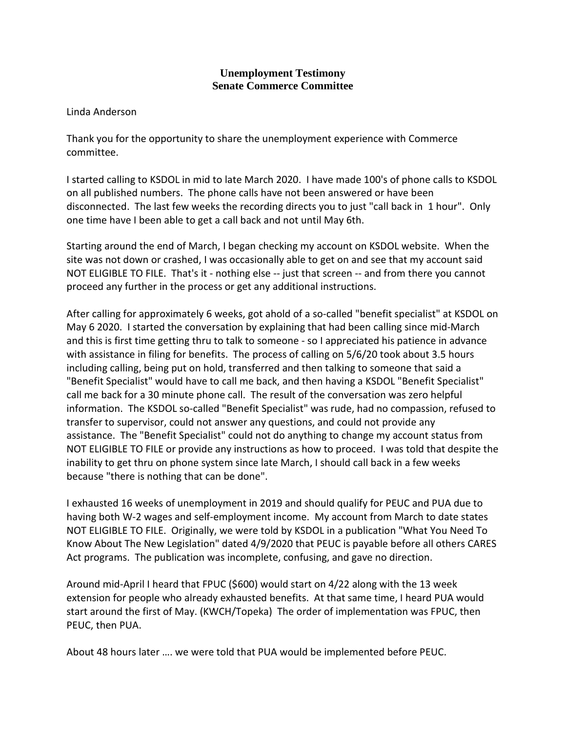**Unemployment Testimony**
**Senate Commerce Committee**

Linda Anderson

Thank you for the opportunity to share the unemployment experience with Commerce committee.

I started calling to KSDOL in mid to late March 2020. I have made 100's of phone calls to KSDOL on all published numbers. The phone calls have not been answered or have been disconnected. The last few weeks the recording directs you to just "call back in 1 hour". Only one time have I been able to get a call back and not until May 6th.

Starting around the end of March, I began checking my account on KSDOL website. When the site was not down or crashed, I was occasionally able to get on and see that my account said NOT ELIGIBLE TO FILE. That's it - nothing else -- just that screen -- and from there you cannot proceed any further in the process or get any additional instructions.

After calling for approximately 6 weeks, got ahold of a so-called "benefit specialist" at KSDOL on May 6 2020. I started the conversation by explaining that had been calling since mid-March and this is first time getting thru to talk to someone - so I appreciated his patience in advance with assistance in filing for benefits. The process of calling on 5/6/20 took about 3.5 hours including calling, being put on hold, transferred and then talking to someone that said a "Benefit Specialist" would have to call me back, and then having a KSDOL "Benefit Specialist" call me back for a 30 minute phone call. The result of the conversation was zero helpful information. The KSDOL so-called "Benefit Specialist" was rude, had no compassion, refused to transfer to supervisor, could not answer any questions, and could not provide any assistance. The "Benefit Specialist" could not do anything to change my account status from NOT ELIGIBLE TO FILE or provide any instructions as how to proceed. I was told that despite the inability to get thru on phone system since late March, I should call back in a few weeks because "there is nothing that can be done".

I exhausted 16 weeks of unemployment in 2019 and should qualify for PEUC and PUA due to having both W-2 wages and self-employment income. My account from March to date states NOT ELIGIBLE TO FILE. Originally, we were told by KSDOL in a publication "What You Need To Know About The New Legislation" dated 4/9/2020 that PEUC is payable before all others CARES Act programs. The publication was incomplete, confusing, and gave no direction.

Around mid-April I heard that FPUC ($600) would start on 4/22 along with the 13 week extension for people who already exhausted benefits. At that same time, I heard PUA would start around the first of May. (KWCH/Topeka) The order of implementation was FPUC, then PEUC, then PUA.

About 48 hours later …. we were told that PUA would be implemented before PEUC.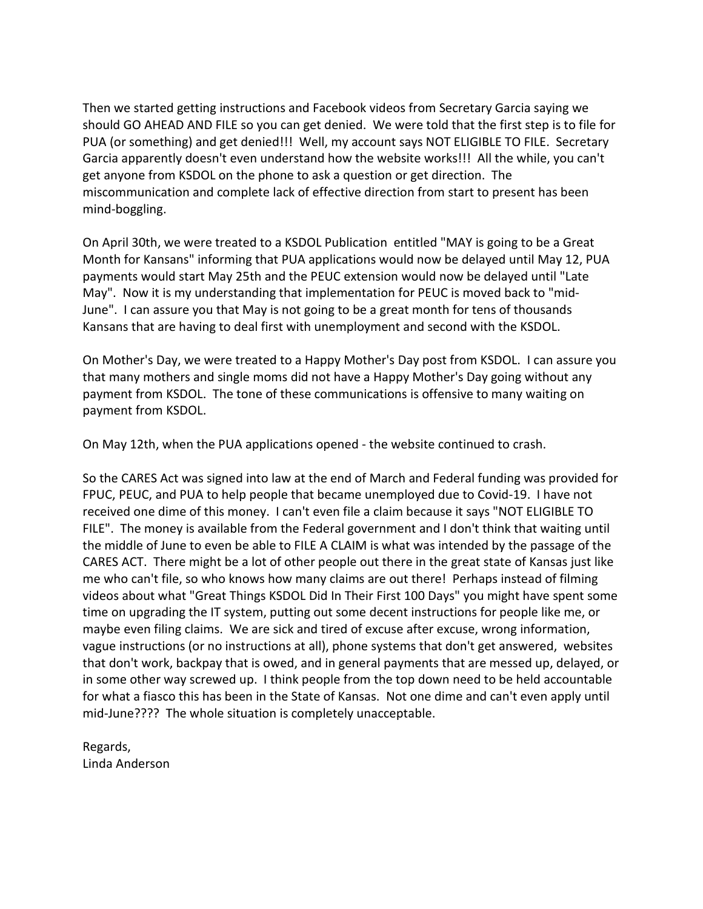Then we started getting instructions and Facebook videos from Secretary Garcia saying we should GO AHEAD AND FILE so you can get denied. We were told that the first step is to file for PUA (or something) and get denied!!! Well, my account says NOT ELIGIBLE TO FILE. Secretary Garcia apparently doesn't even understand how the website works!!! All the while, you can't get anyone from KSDOL on the phone to ask a question or get direction. The miscommunication and complete lack of effective direction from start to present has been mind-boggling.

On April 30th, we were treated to a KSDOL Publication entitled "MAY is going to be a Great Month for Kansans" informing that PUA applications would now be delayed until May 12, PUA payments would start May 25th and the PEUC extension would now be delayed until "Late May". Now it is my understanding that implementation for PEUC is moved back to "mid-June". I can assure you that May is not going to be a great month for tens of thousands Kansans that are having to deal first with unemployment and second with the KSDOL.

On Mother's Day, we were treated to a Happy Mother's Day post from KSDOL. I can assure you that many mothers and single moms did not have a Happy Mother's Day going without any payment from KSDOL. The tone of these communications is offensive to many waiting on payment from KSDOL.

On May 12th, when the PUA applications opened - the website continued to crash.

So the CARES Act was signed into law at the end of March and Federal funding was provided for FPUC, PEUC, and PUA to help people that became unemployed due to Covid-19. I have not received one dime of this money. I can't even file a claim because it says "NOT ELIGIBLE TO FILE". The money is available from the Federal government and I don't think that waiting until the middle of June to even be able to FILE A CLAIM is what was intended by the passage of the CARES ACT. There might be a lot of other people out there in the great state of Kansas just like me who can't file, so who knows how many claims are out there! Perhaps instead of filming videos about what "Great Things KSDOL Did In Their First 100 Days" you might have spent some time on upgrading the IT system, putting out some decent instructions for people like me, or maybe even filing claims. We are sick and tired of excuse after excuse, wrong information, vague instructions (or no instructions at all), phone systems that don't get answered, websites that don't work, backpay that is owed, and in general payments that are messed up, delayed, or in some other way screwed up. I think people from the top down need to be held accountable for what a fiasco this has been in the State of Kansas. Not one dime and can't even apply until mid-June???? The whole situation is completely unacceptable.

Regards,  
Linda Anderson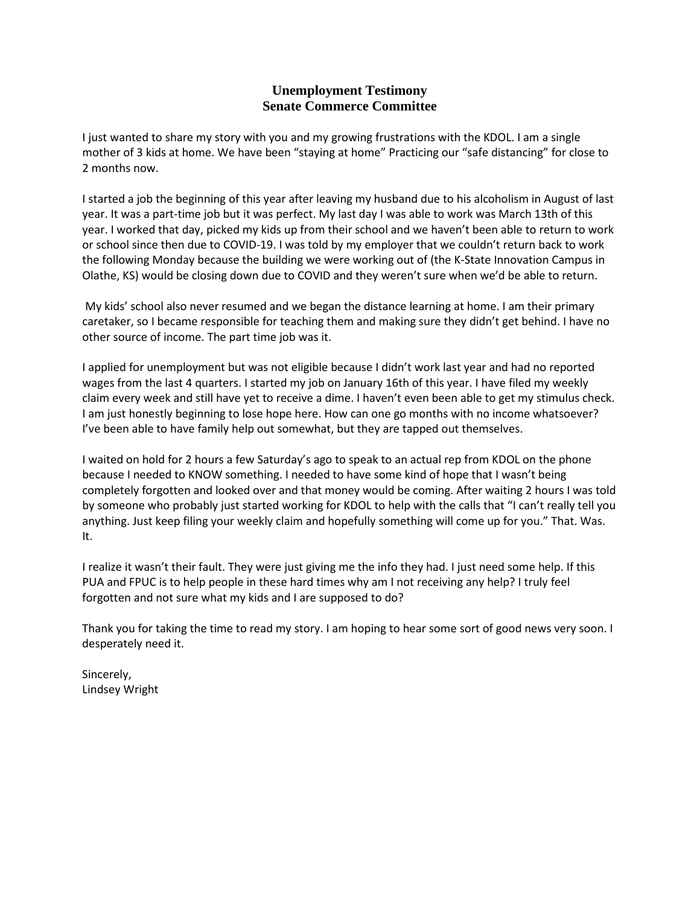## Unemployment Testimony
## Senate Commerce Committee

I just wanted to share my story with you and my growing frustrations with the KDOL. I am a single mother of 3 kids at home. We have been "staying at home" Practicing our "safe distancing" for close to 2 months now.

I started a job the beginning of this year after leaving my husband due to his alcoholism in August of last year. It was a part-time job but it was perfect. My last day I was able to work was March 13th of this year. I worked that day, picked my kids up from their school and we haven't been able to return to work or school since then due to COVID-19. I was told by my employer that we couldn't return back to work the following Monday because the building we were working out of (the K-State Innovation Campus in Olathe, KS) would be closing down due to COVID and they weren't sure when we'd be able to return.

My kids' school also never resumed and we began the distance learning at home. I am their primary caretaker, so I became responsible for teaching them and making sure they didn't get behind. I have no other source of income. The part time job was it.

I applied for unemployment but was not eligible because I didn't work last year and had no reported wages from the last 4 quarters. I started my job on January 16th of this year. I have filed my weekly claim every week and still have yet to receive a dime. I haven't even been able to get my stimulus check. I am just honestly beginning to lose hope here. How can one go months with no income whatsoever? I've been able to have family help out somewhat, but they are tapped out themselves.

I waited on hold for 2 hours a few Saturday's ago to speak to an actual rep from KDOL on the phone because I needed to KNOW something. I needed to have some kind of hope that I wasn't being completely forgotten and looked over and that money would be coming. After waiting 2 hours I was told by someone who probably just started working for KDOL to help with the calls that "I can't really tell you anything. Just keep filing your weekly claim and hopefully something will come up for you." That. Was. It.

I realize it wasn't their fault. They were just giving me the info they had. I just need some help. If this PUA and FPUC is to help people in these hard times why am I not receiving any help? I truly feel forgotten and not sure what my kids and I are supposed to do?

Thank you for taking the time to read my story. I am hoping to hear some sort of good news very soon. I desperately need it.

Sincerely,
Lindsey Wright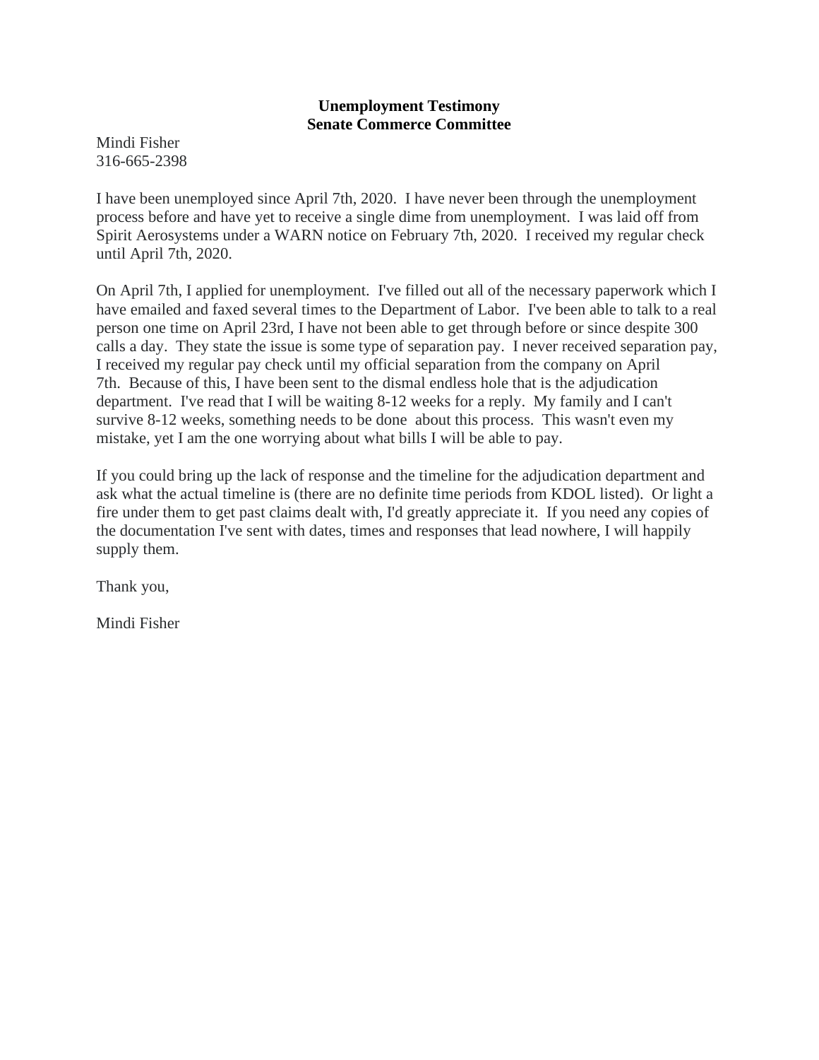**Unemployment Testimony**
**Senate Commerce Committee**

Mindi Fisher
316-665-2398

I have been unemployed since April 7th, 2020. I have never been through the unemployment process before and have yet to receive a single dime from unemployment. I was laid off from Spirit Aerosystems under a WARN notice on February 7th, 2020. I received my regular check until April 7th, 2020.

On April 7th, I applied for unemployment. I've filled out all of the necessary paperwork which I have emailed and faxed several times to the Department of Labor. I've been able to talk to a real person one time on April 23rd, I have not been able to get through before or since despite 300 calls a day. They state the issue is some type of separation pay. I never received separation pay, I received my regular pay check until my official separation from the company on April 7th. Because of this, I have been sent to the dismal endless hole that is the adjudication department. I've read that I will be waiting 8-12 weeks for a reply. My family and I can't survive 8-12 weeks, something needs to be done about this process. This wasn't even my mistake, yet I am the one worrying about what bills I will be able to pay.

If you could bring up the lack of response and the timeline for the adjudication department and ask what the actual timeline is (there are no definite time periods from KDOL listed). Or light a fire under them to get past claims dealt with, I'd greatly appreciate it. If you need any copies of the documentation I've sent with dates, times and responses that lead nowhere, I will happily supply them.

Thank you,

Mindi Fisher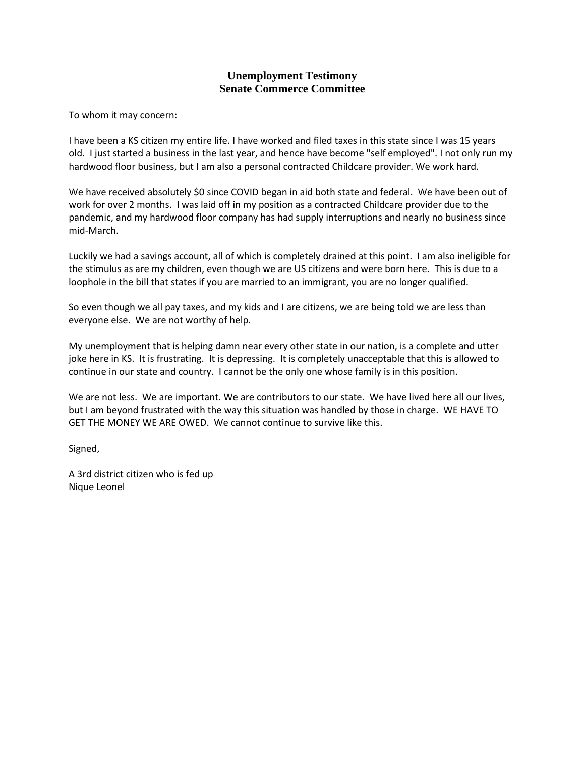## Unemployment Testimony
## Senate Commerce Committee

To whom it may concern:

I have been a KS citizen my entire life. I have worked and filed taxes in this state since I was 15 years old. I just started a business in the last year, and hence have become "self employed". I not only run my hardwood floor business, but I am also a personal contracted Childcare provider. We work hard.

We have received absolutely $0 since COVID began in aid both state and federal. We have been out of work for over 2 months. I was laid off in my position as a contracted Childcare provider due to the pandemic, and my hardwood floor company has had supply interruptions and nearly no business since mid-March.

Luckily we had a savings account, all of which is completely drained at this point. I am also ineligible for the stimulus as are my children, even though we are US citizens and were born here. This is due to a loophole in the bill that states if you are married to an immigrant, you are no longer qualified.

So even though we all pay taxes, and my kids and I are citizens, we are being told we are less than everyone else. We are not worthy of help.

My unemployment that is helping damn near every other state in our nation, is a complete and utter joke here in KS. It is frustrating. It is depressing. It is completely unacceptable that this is allowed to continue in our state and country. I cannot be the only one whose family is in this position.

We are not less. We are important. We are contributors to our state. We have lived here all our lives, but I am beyond frustrated with the way this situation was handled by those in charge. WE HAVE TO GET THE MONEY WE ARE OWED. We cannot continue to survive like this.

Signed,

A 3rd district citizen who is fed up
Nique Leonel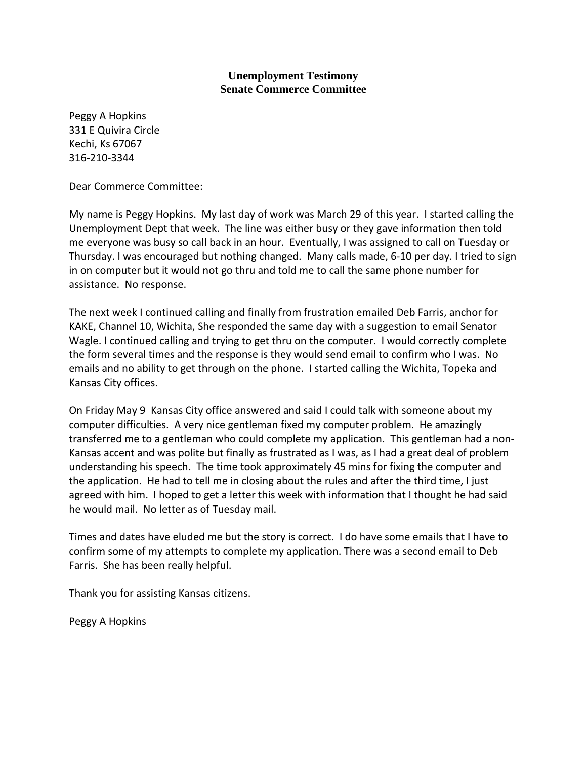**Unemployment Testimony**
**Senate Commerce Committee**

Peggy A Hopkins
331 E Quivira Circle
Kechi, Ks 67067
316-210-3344

Dear Commerce Committee:

My name is Peggy Hopkins. My last day of work was March 29 of this year. I started calling the Unemployment Dept that week. The line was either busy or they gave information then told me everyone was busy so call back in an hour. Eventually, I was assigned to call on Tuesday or Thursday. I was encouraged but nothing changed. Many calls made, 6-10 per day. I tried to sign in on computer but it would not go thru and told me to call the same phone number for assistance. No response.

The next week I continued calling and finally from frustration emailed Deb Farris, anchor for KAKE, Channel 10, Wichita, She responded the same day with a suggestion to email Senator Wagle. I continued calling and trying to get thru on the computer. I would correctly complete the form several times and the response is they would send email to confirm who I was. No emails and no ability to get through on the phone. I started calling the Wichita, Topeka and Kansas City offices.

On Friday May 9 Kansas City office answered and said I could talk with someone about my computer difficulties. A very nice gentleman fixed my computer problem. He amazingly transferred me to a gentleman who could complete my application. This gentleman had a non-Kansas accent and was polite but finally as frustrated as I was, as I had a great deal of problem understanding his speech. The time took approximately 45 mins for fixing the computer and the application. He had to tell me in closing about the rules and after the third time, I just agreed with him. I hoped to get a letter this week with information that I thought he had said he would mail. No letter as of Tuesday mail.

Times and dates have eluded me but the story is correct. I do have some emails that I have to confirm some of my attempts to complete my application. There was a second email to Deb Farris. She has been really helpful.

Thank you for assisting Kansas citizens.

Peggy A Hopkins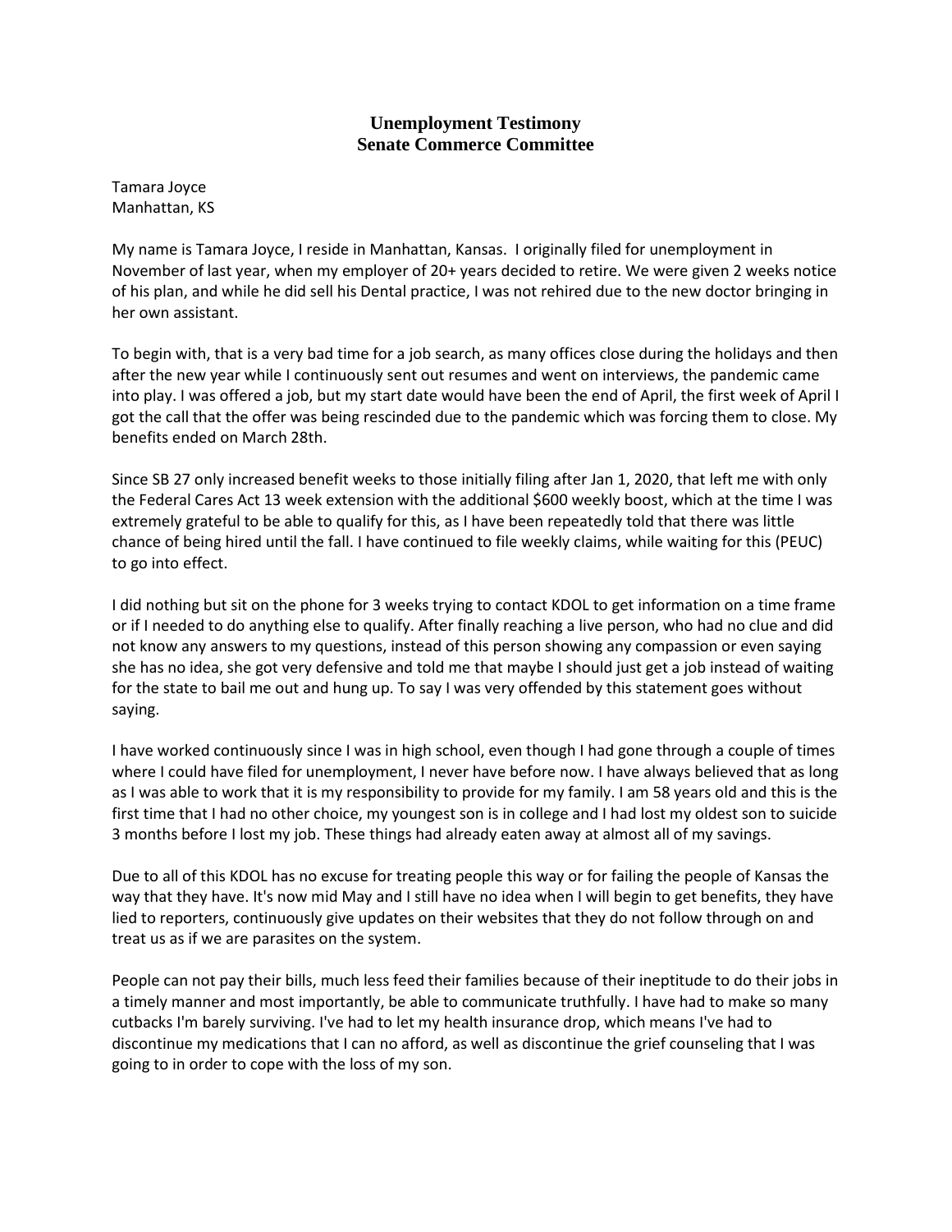# Unemployment Testimony
# Senate Commerce Committee

Tamara Joyce
Manhattan, KS

My name is Tamara Joyce, I reside in Manhattan, Kansas. I originally filed for unemployment in November of last year, when my employer of 20+ years decided to retire. We were given 2 weeks notice of his plan, and while he did sell his Dental practice, I was not rehired due to the new doctor bringing in her own assistant.

To begin with, that is a very bad time for a job search, as many offices close during the holidays and then after the new year while I continuously sent out resumes and went on interviews, the pandemic came into play. I was offered a job, but my start date would have been the end of April, the first week of April I got the call that the offer was being rescinded due to the pandemic which was forcing them to close. My benefits ended on March 28th.

Since SB 27 only increased benefit weeks to those initially filing after Jan 1, 2020, that left me with only the Federal Cares Act 13 week extension with the additional $600 weekly boost, which at the time I was extremely grateful to be able to qualify for this, as I have been repeatedly told that there was little chance of being hired until the fall. I have continued to file weekly claims, while waiting for this (PEUC) to go into effect.

I did nothing but sit on the phone for 3 weeks trying to contact KDOL to get information on a time frame or if I needed to do anything else to qualify. After finally reaching a live person, who had no clue and did not know any answers to my questions, instead of this person showing any compassion or even saying she has no idea, she got very defensive and told me that maybe I should just get a job instead of waiting for the state to bail me out and hung up. To say I was very offended by this statement goes without saying.

I have worked continuously since I was in high school, even though I had gone through a couple of times where I could have filed for unemployment, I never have before now. I have always believed that as long as I was able to work that it is my responsibility to provide for my family. I am 58 years old and this is the first time that I had no other choice, my youngest son is in college and I had lost my oldest son to suicide 3 months before I lost my job. These things had already eaten away at almost all of my savings.

Due to all of this KDOL has no excuse for treating people this way or for failing the people of Kansas the way that they have. It's now mid May and I still have no idea when I will begin to get benefits, they have lied to reporters, continuously give updates on their websites that they do not follow through on and treat us as if we are parasites on the system.

People can not pay their bills, much less feed their families because of their ineptitude to do their jobs in a timely manner and most importantly, be able to communicate truthfully. I have had to make so many cutbacks I'm barely surviving. I've had to let my health insurance drop, which means I've had to discontinue my medications that I can no afford, as well as discontinue the grief counseling that I was going to in order to cope with the loss of my son.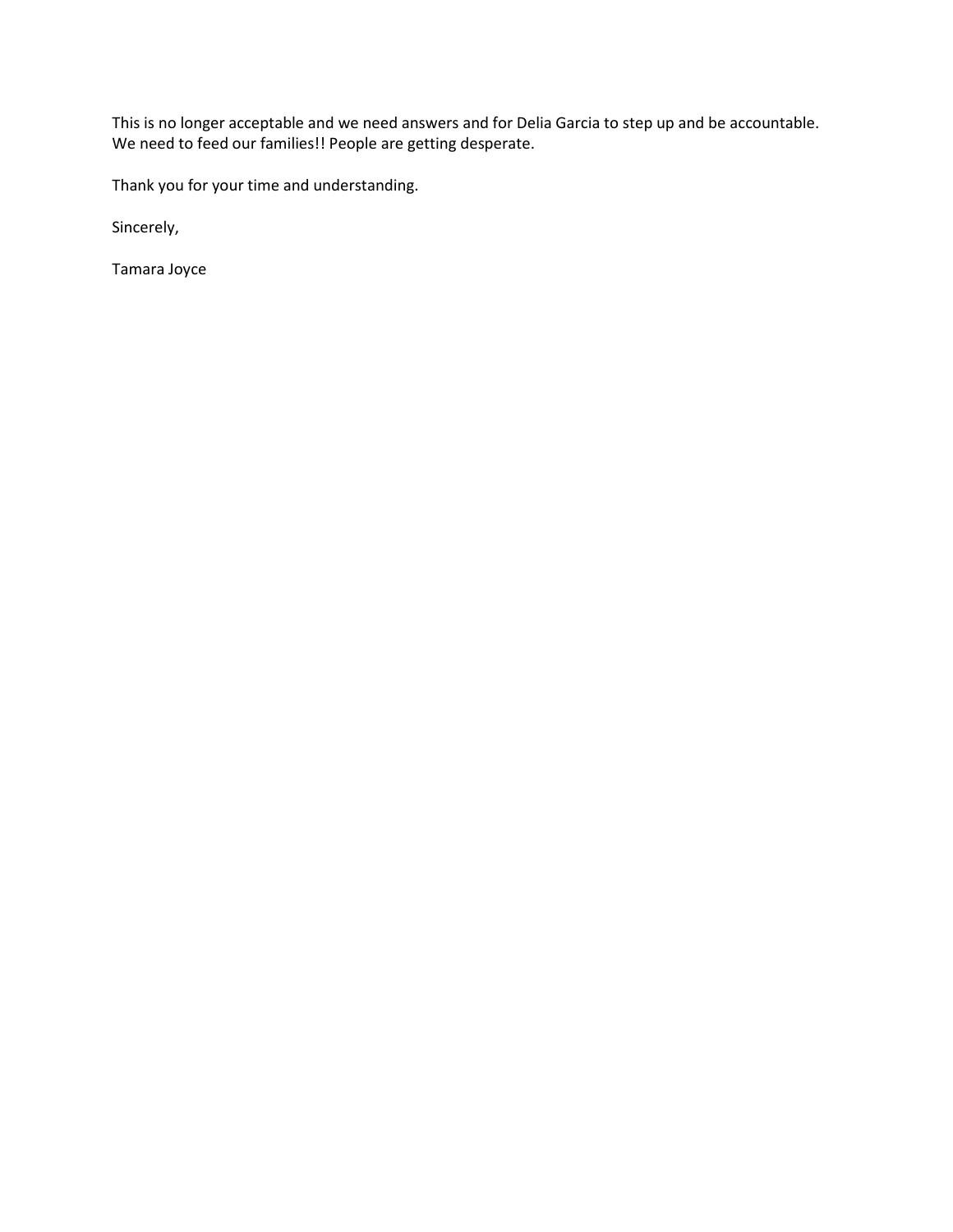This is no longer acceptable and we need answers and for Delia Garcia to step up and be accountable. We need to feed our families!! People are getting desperate.

Thank you for your time and understanding.

Sincerely,

Tamara Joyce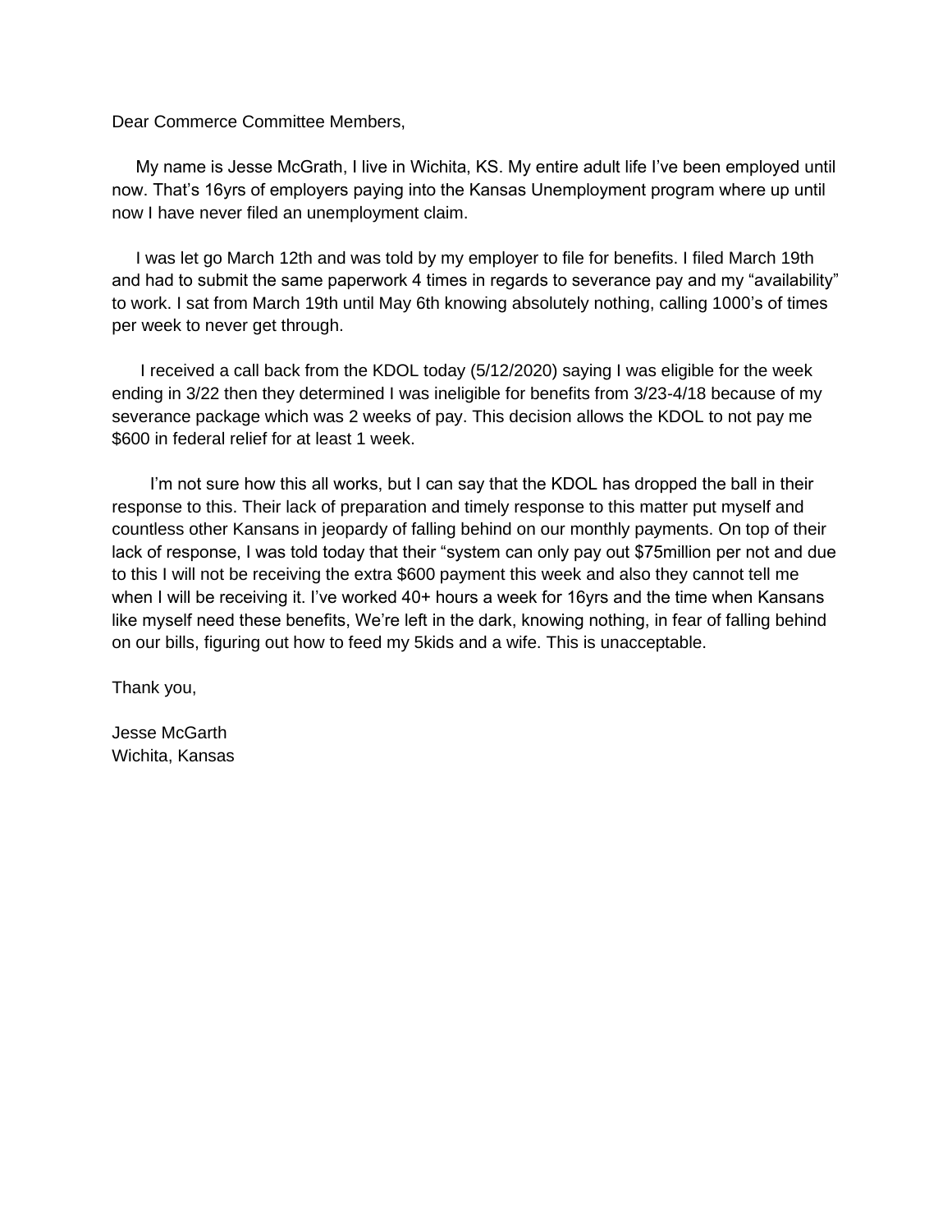Dear Commerce Committee Members,

My name is Jesse McGrath, I live in Wichita, KS. My entire adult life I've been employed until now. That's 16yrs of employers paying into the Kansas Unemployment program where up until now I have never filed an unemployment claim.

I was let go March 12th and was told by my employer to file for benefits. I filed March 19th and had to submit the same paperwork 4 times in regards to severance pay and my "availability" to work. I sat from March 19th until May 6th knowing absolutely nothing, calling 1000's of times per week to never get through.

I received a call back from the KDOL today (5/12/2020) saying I was eligible for the week ending in 3/22 then they determined I was ineligible for benefits from 3/23-4/18 because of my severance package which was 2 weeks of pay. This decision allows the KDOL to not pay me $600 in federal relief for at least 1 week.

I'm not sure how this all works, but I can say that the KDOL has dropped the ball in their response to this. Their lack of preparation and timely response to this matter put myself and countless other Kansans in jeopardy of falling behind on our monthly payments. On top of their lack of response, I was told today that their "system can only pay out $75million per not and due to this I will not be receiving the extra $600 payment this week and also they cannot tell me when I will be receiving it. I've worked 40+ hours a week for 16yrs and the time when Kansans like myself need these benefits, We're left in the dark, knowing nothing, in fear of falling behind on our bills, figuring out how to feed my 5kids and a wife. This is unacceptable.

Thank you,

Jesse McGarth
Wichita, Kansas